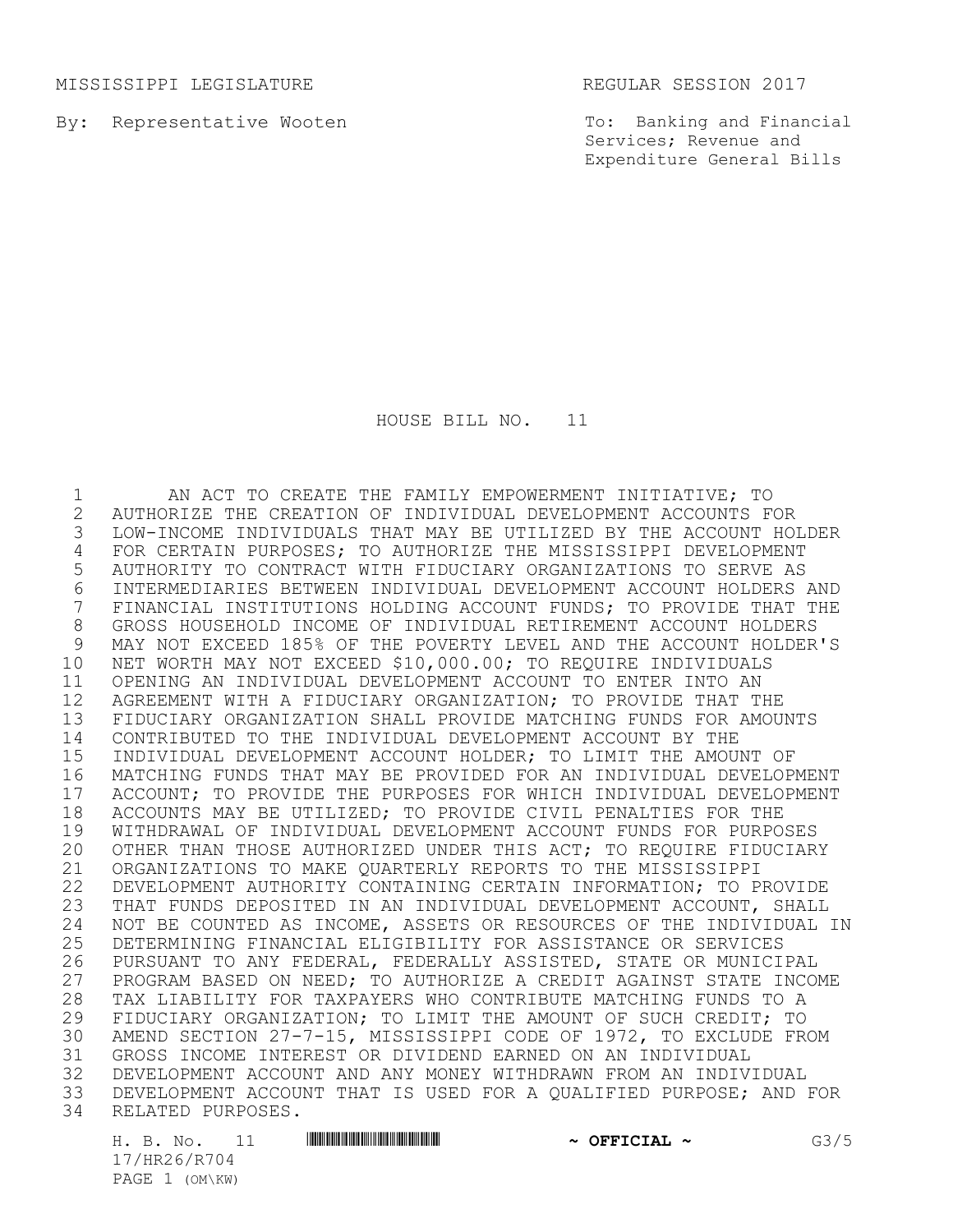MISSISSIPPI LEGISLATURE REGULAR SESSION 2017

By: Representative Wooten

To: Banking and Financial Services; Revenue and Expenditure General Bills

# HOUSE BILL NO. 11

AN ACT TO CREATE THE FAMILY EMPOWERMENT INITIATIVE; TO AUTHORIZE THE CREATION OF INDIVIDUAL DEVELOPMENT ACCOUNTS FOR LOW-INCOME INDIVIDUALS THAT MAY BE UTILIZED BY THE ACCOUNT HOLDER FOR CERTAIN PURPOSES; TO AUTHORIZE THE MISSISSIPPI DEVELOPMENT AUTHORITY TO CONTRACT WITH FIDUCIARY ORGANIZATIONS TO SERVE AS INTERMEDIARIES BETWEEN INDIVIDUAL DEVELOPMENT ACCOUNT HOLDERS AND FINANCIAL INSTITUTIONS HOLDING ACCOUNT FUNDS; TO PROVIDE THAT THE GROSS HOUSEHOLD INCOME OF INDIVIDUAL RETIREMENT ACCOUNT HOLDERS MAY NOT EXCEED 185% OF THE POVERTY LEVEL AND THE ACCOUNT HOLDER'S NET WORTH MAY NOT EXCEED $10,000.00; TO REQUIRE INDIVIDUALS OPENING AN INDIVIDUAL DEVELOPMENT ACCOUNT TO ENTER INTO AN AGREEMENT WITH A FIDUCIARY ORGANIZATION; TO PROVIDE THAT THE FIDUCIARY ORGANIZATION SHALL PROVIDE MATCHING FUNDS FOR AMOUNTS CONTRIBUTED TO THE INDIVIDUAL DEVELOPMENT ACCOUNT BY THE INDIVIDUAL DEVELOPMENT ACCOUNT HOLDER; TO LIMIT THE AMOUNT OF MATCHING FUNDS THAT MAY BE PROVIDED FOR AN INDIVIDUAL DEVELOPMENT ACCOUNT; TO PROVIDE THE PURPOSES FOR WHICH INDIVIDUAL DEVELOPMENT ACCOUNTS MAY BE UTILIZED; TO PROVIDE CIVIL PENALTIES FOR THE WITHDRAWAL OF INDIVIDUAL DEVELOPMENT ACCOUNT FUNDS FOR PURPOSES OTHER THAN THOSE AUTHORIZED UNDER THIS ACT; TO REQUIRE FIDUCIARY ORGANIZATIONS TO MAKE QUARTERLY REPORTS TO THE MISSISSIPPI DEVELOPMENT AUTHORITY CONTAINING CERTAIN INFORMATION; TO PROVIDE THAT FUNDS DEPOSITED IN AN INDIVIDUAL DEVELOPMENT ACCOUNT, SHALL NOT BE COUNTED AS INCOME, ASSETS OR RESOURCES OF THE INDIVIDUAL IN DETERMINING FINANCIAL ELIGIBILITY FOR ASSISTANCE OR SERVICES PURSUANT TO ANY FEDERAL, FEDERALLY ASSISTED, STATE OR MUNICIPAL PROGRAM BASED ON NEED; TO AUTHORIZE A CREDIT AGAINST STATE INCOME TAX LIABILITY FOR TAXPAYERS WHO CONTRIBUTE MATCHING FUNDS TO A FIDUCIARY ORGANIZATION; TO LIMIT THE AMOUNT OF SUCH CREDIT; TO AMEND SECTION 27-7-15, MISSISSIPPI CODE OF 1972, TO EXCLUDE FROM GROSS INCOME INTEREST OR DIVIDEND EARNED ON AN INDIVIDUAL DEVELOPMENT ACCOUNT AND ANY MONEY WITHDRAWN FROM AN INDIVIDUAL DEVELOPMENT ACCOUNT THAT IS USED FOR A QUALIFIED PURPOSE; AND FOR RELATED PURPOSES.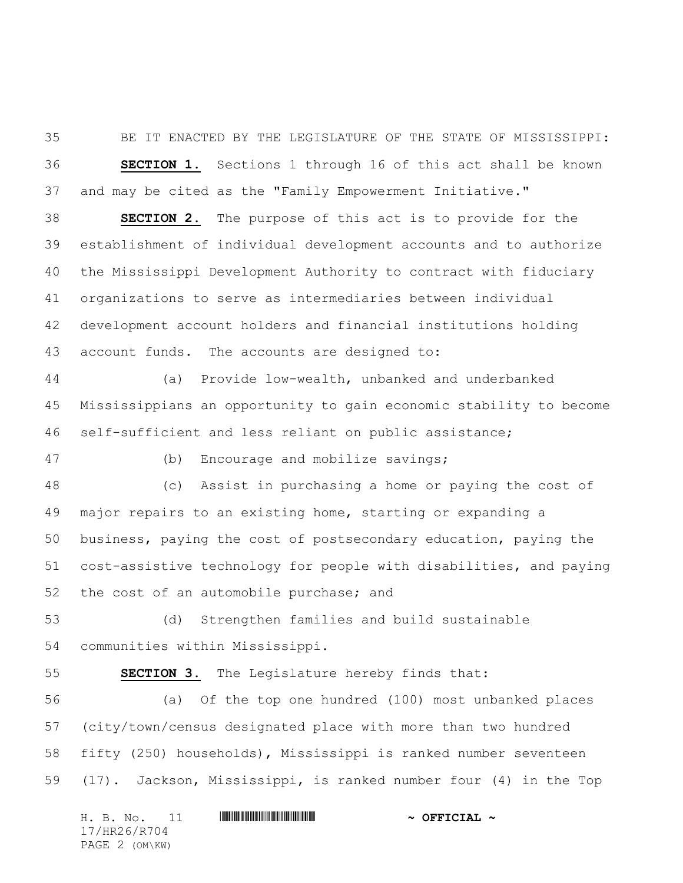BE IT ENACTED BY THE LEGISLATURE OF THE STATE OF MISSISSIPPI:

**SECTION 1.** Sections 1 through 16 of this act shall be known and may be cited as the "Family Empowerment Initiative."

**SECTION 2.** The purpose of this act is to provide for the establishment of individual development accounts and to authorize the Mississippi Development Authority to contract with fiduciary organizations to serve as intermediaries between individual development account holders and financial institutions holding account funds. The accounts are designed to:

(a) Provide low-wealth, unbanked and underbanked Mississippians an opportunity to gain economic stability to become self-sufficient and less reliant on public assistance;

(b) Encourage and mobilize savings;

(c) Assist in purchasing a home or paying the cost of major repairs to an existing home, starting or expanding a business, paying the cost of postsecondary education, paying the cost-assistive technology for people with disabilities, and paying the cost of an automobile purchase; and

(d) Strengthen families and build sustainable communities within Mississippi.

**SECTION 3.** The Legislature hereby finds that:

(a) Of the top one hundred (100) most unbanked places (city/town/census designated place with more than two hundred fifty (250) households), Mississippi is ranked number seventeen (17). Jackson, Mississippi, is ranked number four (4) in the Top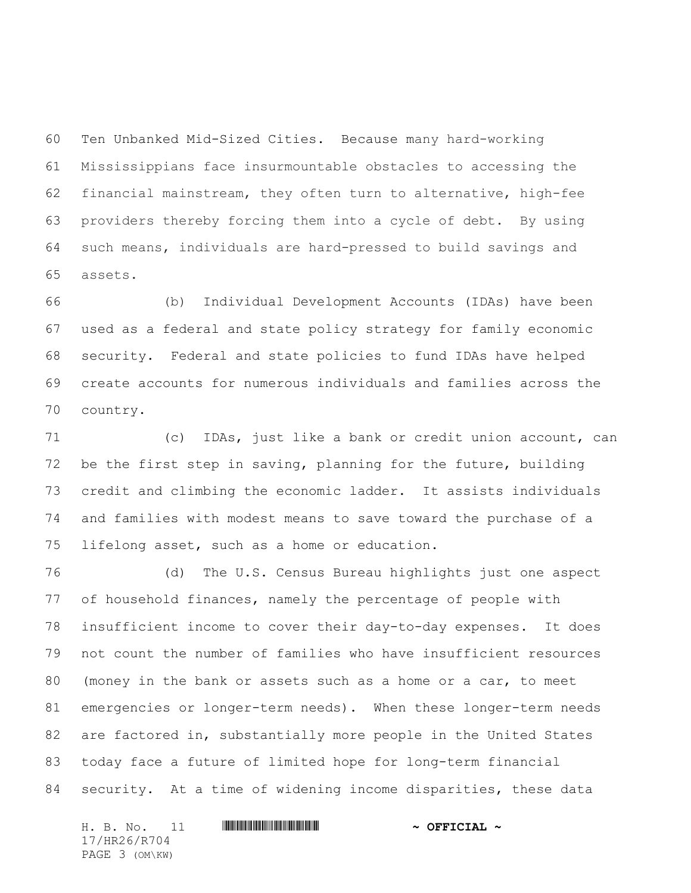Ten Unbanked Mid-Sized Cities. Because many hard-working Mississippians face insurmountable obstacles to accessing the financial mainstream, they often turn to alternative, high-fee providers thereby forcing them into a cycle of debt. By using such means, individuals are hard-pressed to build savings and assets.

(b) Individual Development Accounts (IDAs) have been used as a federal and state policy strategy for family economic security. Federal and state policies to fund IDAs have helped create accounts for numerous individuals and families across the country.

(c) IDAs, just like a bank or credit union account, can be the first step in saving, planning for the future, building credit and climbing the economic ladder. It assists individuals and families with modest means to save toward the purchase of a lifelong asset, such as a home or education.

(d) The U.S. Census Bureau highlights just one aspect of household finances, namely the percentage of people with insufficient income to cover their day-to-day expenses. It does not count the number of families who have insufficient resources (money in the bank or assets such as a home or a car, to meet emergencies or longer-term needs). When these longer-term needs are factored in, substantially more people in the United States today face a future of limited hope for long-term financial security. At a time of widening income disparities, these data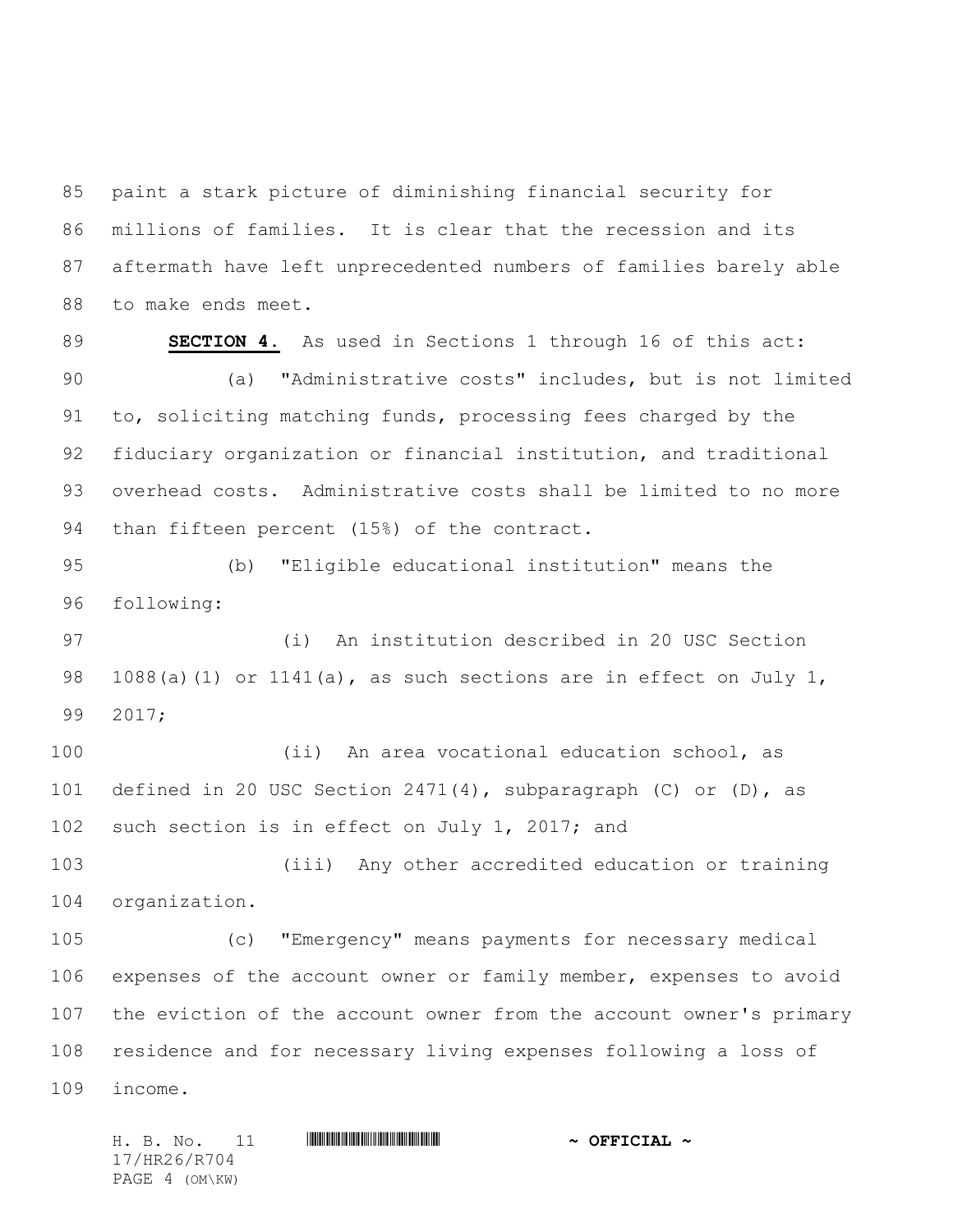paint a stark picture of diminishing financial security for millions of families. It is clear that the recession and its aftermath have left unprecedented numbers of families barely able to make ends meet.

**SECTION 4.** As used in Sections 1 through 16 of this act:

(a) "Administrative costs" includes, but is not limited to, soliciting matching funds, processing fees charged by the fiduciary organization or financial institution, and traditional overhead costs. Administrative costs shall be limited to no more than fifteen percent (15%) of the contract.

(b) "Eligible educational institution" means the following:

(i) An institution described in 20 USC Section 1088(a)(1) or 1141(a), as such sections are in effect on July 1, 2017;

(ii) An area vocational education school, as defined in 20 USC Section 2471(4), subparagraph (C) or (D), as such section is in effect on July 1, 2017; and

(iii) Any other accredited education or training organization.

(c) "Emergency" means payments for necessary medical expenses of the account owner or family member, expenses to avoid the eviction of the account owner from the account owner's primary residence and for necessary living expenses following a loss of income.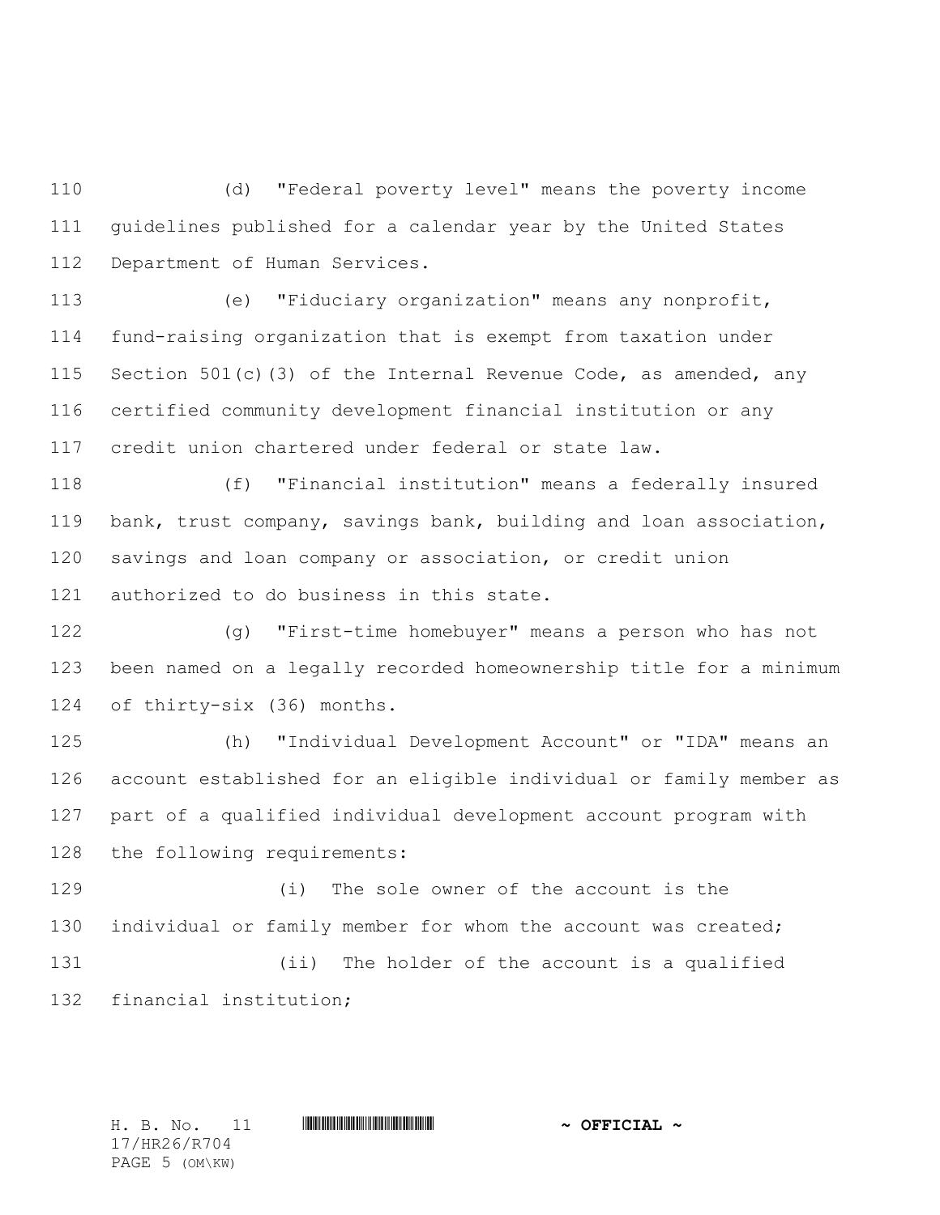(d) "Federal poverty level" means the poverty income guidelines published for a calendar year by the United States Department of Human Services.

(e) "Fiduciary organization" means any nonprofit, fund-raising organization that is exempt from taxation under Section 501(c)(3) of the Internal Revenue Code, as amended, any certified community development financial institution or any credit union chartered under federal or state law.

(f) "Financial institution" means a federally insured bank, trust company, savings bank, building and loan association, savings and loan company or association, or credit union authorized to do business in this state.

(g) "First-time homebuyer" means a person who has not been named on a legally recorded homeownership title for a minimum of thirty-six (36) months.

(h) "Individual Development Account" or "IDA" means an account established for an eligible individual or family member as part of a qualified individual development account program with the following requirements:

(i) The sole owner of the account is the individual or family member for whom the account was created;

(ii) The holder of the account is a qualified financial institution;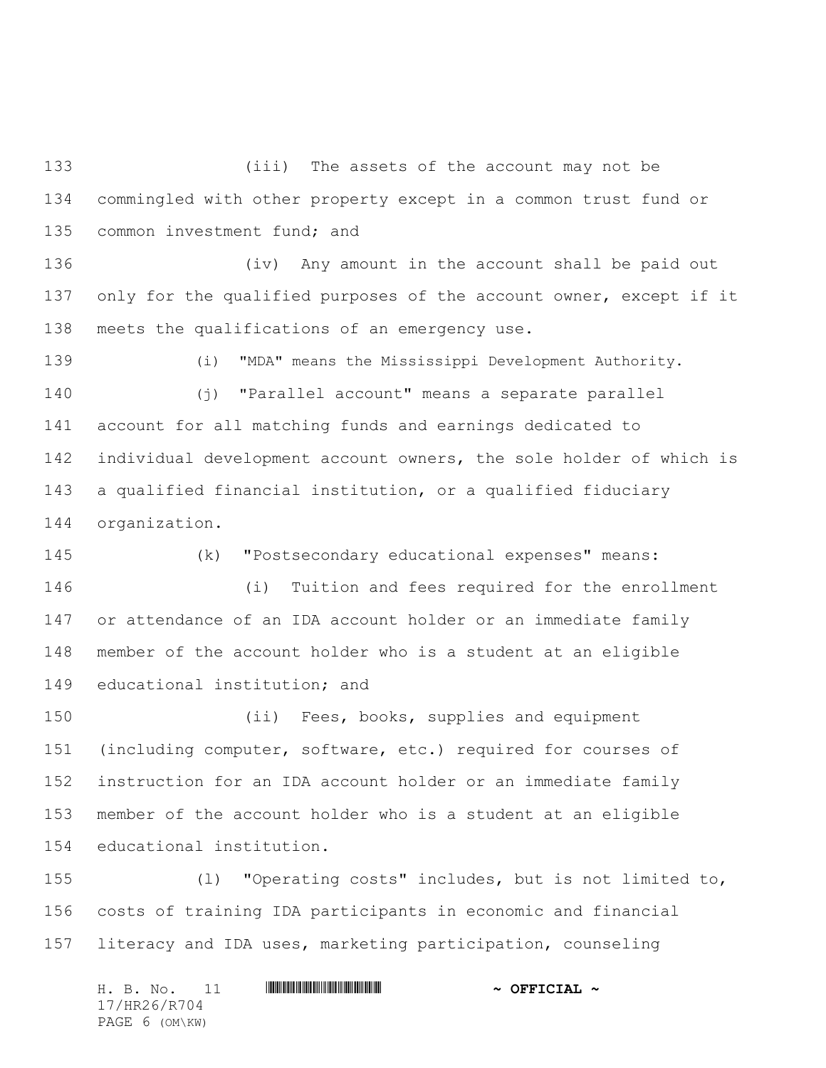(iii) The assets of the account may not be commingled with other property except in a common trust fund or common investment fund; and

(iv) Any amount in the account shall be paid out only for the qualified purposes of the account owner, except if it meets the qualifications of an emergency use.

(i) "MDA" means the Mississippi Development Authority.

(j) "Parallel account" means a separate parallel account for all matching funds and earnings dedicated to individual development account owners, the sole holder of which is a qualified financial institution, or a qualified fiduciary organization.

(k) "Postsecondary educational expenses" means:

(i) Tuition and fees required for the enrollment or attendance of an IDA account holder or an immediate family member of the account holder who is a student at an eligible educational institution; and

(ii) Fees, books, supplies and equipment (including computer, software, etc.) required for courses of instruction for an IDA account holder or an immediate family member of the account holder who is a student at an eligible educational institution.

(l) "Operating costs" includes, but is not limited to, costs of training IDA participants in economic and financial literacy and IDA uses, marketing participation, counseling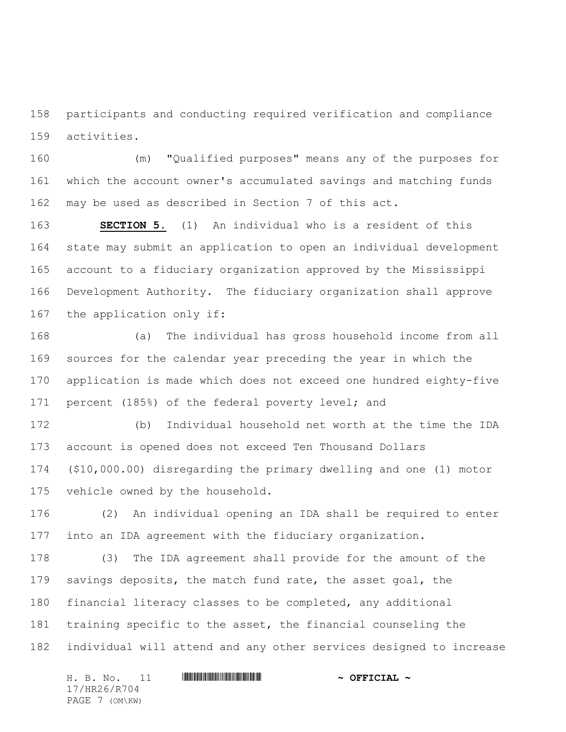participants and conducting required verification and compliance activities.

(m) "Qualified purposes" means any of the purposes for which the account owner's accumulated savings and matching funds may be used as described in Section 7 of this act.

**SECTION 5.** (1) An individual who is a resident of this state may submit an application to open an individual development account to a fiduciary organization approved by the Mississippi Development Authority. The fiduciary organization shall approve the application only if:

(a) The individual has gross household income from all sources for the calendar year preceding the year in which the application is made which does not exceed one hundred eighty-five percent (185%) of the federal poverty level; and

(b) Individual household net worth at the time the IDA account is opened does not exceed Ten Thousand Dollars ($10,000.00) disregarding the primary dwelling and one (1) motor vehicle owned by the household.

(2) An individual opening an IDA shall be required to enter into an IDA agreement with the fiduciary organization.

(3) The IDA agreement shall provide for the amount of the savings deposits, the match fund rate, the asset goal, the financial literacy classes to be completed, any additional training specific to the asset, the financial counseling the individual will attend and any other services designed to increase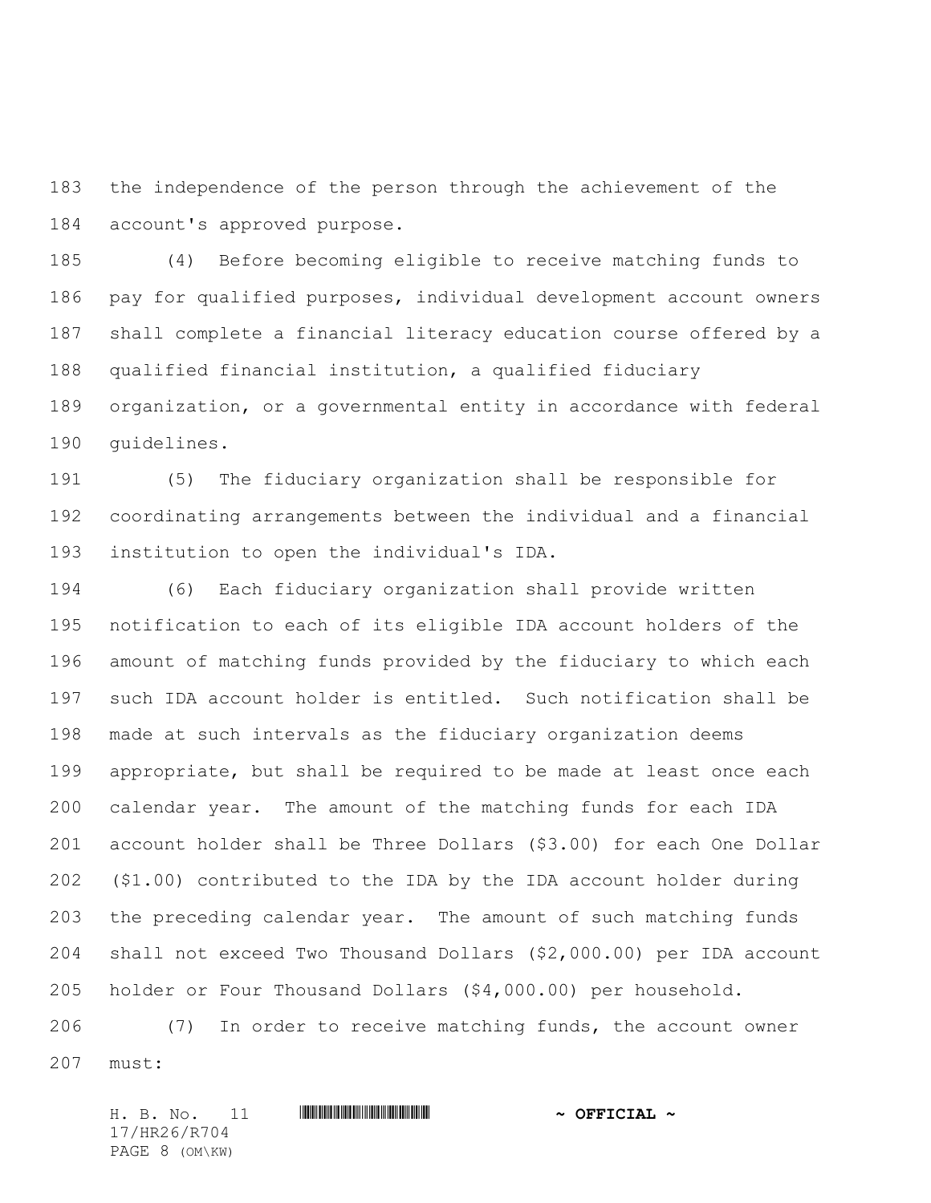the independence of the person through the achievement of the account's approved purpose.

(4) Before becoming eligible to receive matching funds to pay for qualified purposes, individual development account owners shall complete a financial literacy education course offered by a qualified financial institution, a qualified fiduciary organization, or a governmental entity in accordance with federal guidelines.

(5) The fiduciary organization shall be responsible for coordinating arrangements between the individual and a financial institution to open the individual's IDA.

(6) Each fiduciary organization shall provide written notification to each of its eligible IDA account holders of the amount of matching funds provided by the fiduciary to which each such IDA account holder is entitled. Such notification shall be made at such intervals as the fiduciary organization deems appropriate, but shall be required to be made at least once each calendar year. The amount of the matching funds for each IDA account holder shall be Three Dollars ($3.00) for each One Dollar ($1.00) contributed to the IDA by the IDA account holder during the preceding calendar year. The amount of such matching funds shall not exceed Two Thousand Dollars ($2,000.00) per IDA account holder or Four Thousand Dollars ($4,000.00) per household.

(7) In order to receive matching funds, the account owner must: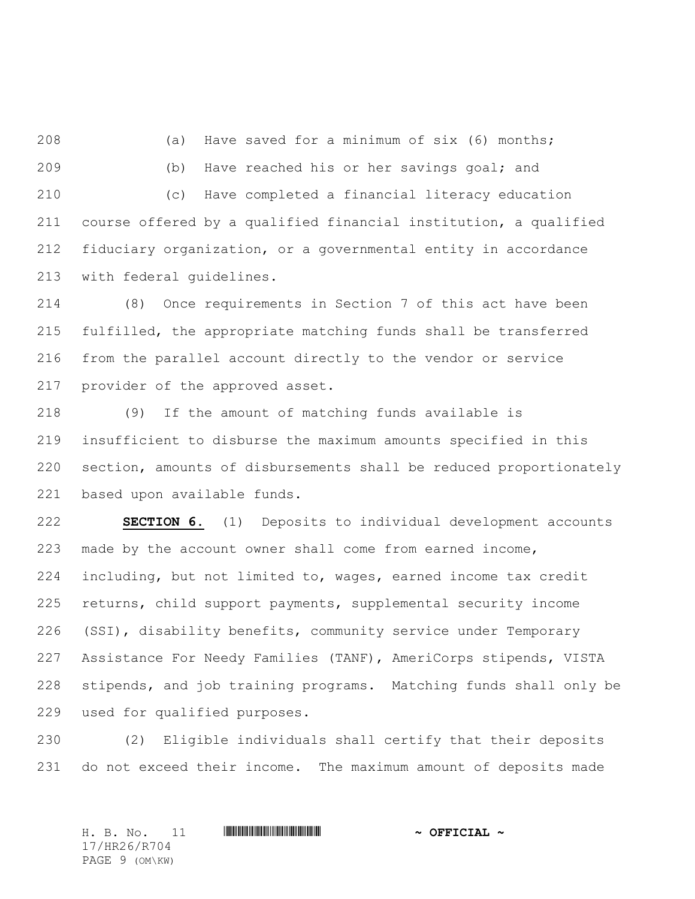(a) Have saved for a minimum of six (6) months;

(b) Have reached his or her savings goal; and

(c) Have completed a financial literacy education course offered by a qualified financial institution, a qualified fiduciary organization, or a governmental entity in accordance with federal guidelines.

(8) Once requirements in Section 7 of this act have been fulfilled, the appropriate matching funds shall be transferred from the parallel account directly to the vendor or service provider of the approved asset.

(9) If the amount of matching funds available is insufficient to disburse the maximum amounts specified in this section, amounts of disbursements shall be reduced proportionately based upon available funds.

**SECTION 6.** (1) Deposits to individual development accounts made by the account owner shall come from earned income, including, but not limited to, wages, earned income tax credit returns, child support payments, supplemental security income (SSI), disability benefits, community service under Temporary Assistance For Needy Families (TANF), AmeriCorps stipends, VISTA stipends, and job training programs. Matching funds shall only be used for qualified purposes.

(2) Eligible individuals shall certify that their deposits do not exceed their income. The maximum amount of deposits made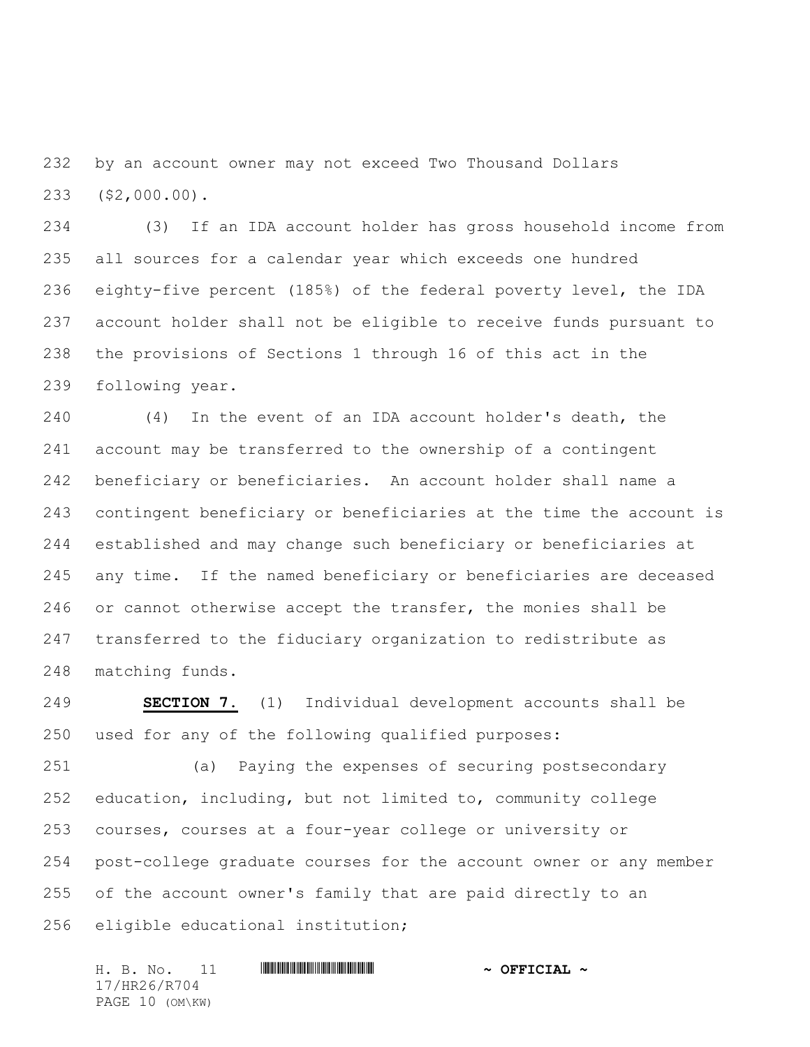by an account owner may not exceed Two Thousand Dollars ($2,000.00).

(3) If an IDA account holder has gross household income from all sources for a calendar year which exceeds one hundred eighty-five percent (185%) of the federal poverty level, the IDA account holder shall not be eligible to receive funds pursuant to the provisions of Sections 1 through 16 of this act in the following year.

(4) In the event of an IDA account holder's death, the account may be transferred to the ownership of a contingent beneficiary or beneficiaries. An account holder shall name a contingent beneficiary or beneficiaries at the time the account is established and may change such beneficiary or beneficiaries at any time. If the named beneficiary or beneficiaries are deceased or cannot otherwise accept the transfer, the monies shall be transferred to the fiduciary organization to redistribute as matching funds.

**SECTION 7.** (1) Individual development accounts shall be used for any of the following qualified purposes:

(a) Paying the expenses of securing postsecondary education, including, but not limited to, community college courses, courses at a four-year college or university or post-college graduate courses for the account owner or any member of the account owner's family that are paid directly to an eligible educational institution;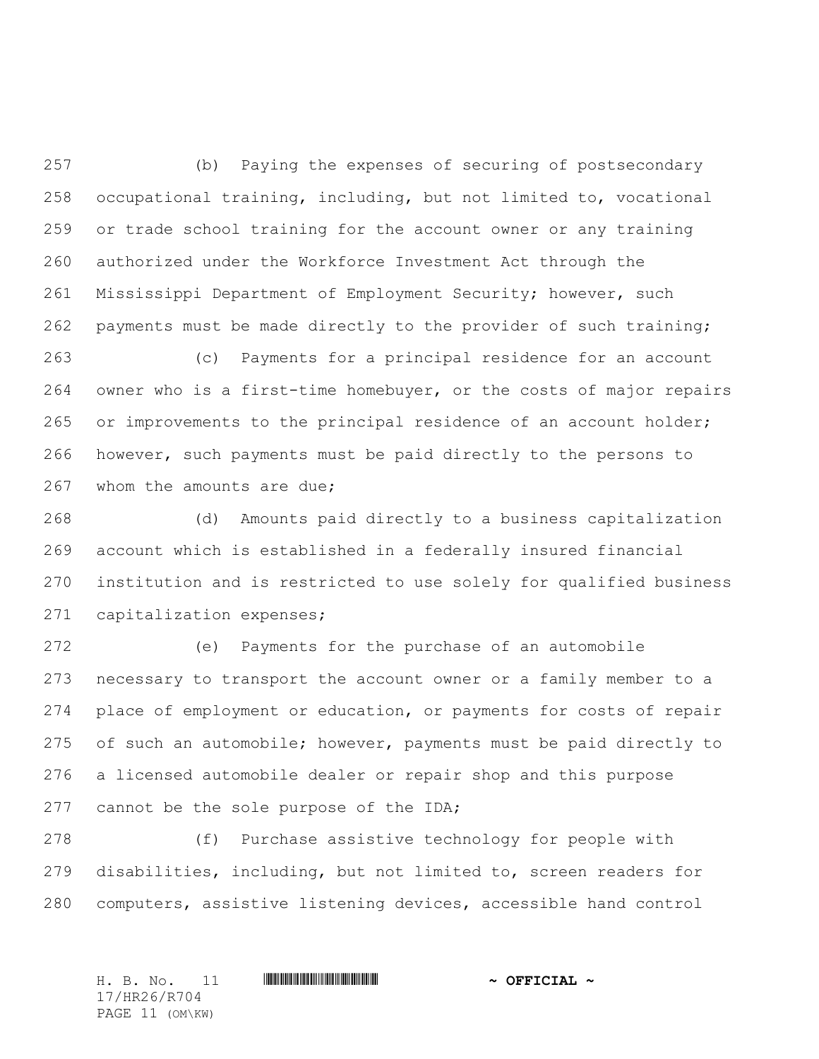(b) Paying the expenses of securing of postsecondary occupational training, including, but not limited to, vocational or trade school training for the account owner or any training authorized under the Workforce Investment Act through the Mississippi Department of Employment Security; however, such payments must be made directly to the provider of such training;

(c) Payments for a principal residence for an account owner who is a first-time homebuyer, or the costs of major repairs or improvements to the principal residence of an account holder; however, such payments must be paid directly to the persons to whom the amounts are due;

(d) Amounts paid directly to a business capitalization account which is established in a federally insured financial institution and is restricted to use solely for qualified business capitalization expenses;

(e) Payments for the purchase of an automobile necessary to transport the account owner or a family member to a place of employment or education, or payments for costs of repair of such an automobile; however, payments must be paid directly to a licensed automobile dealer or repair shop and this purpose cannot be the sole purpose of the IDA;

(f) Purchase assistive technology for people with disabilities, including, but not limited to, screen readers for computers, assistive listening devices, accessible hand control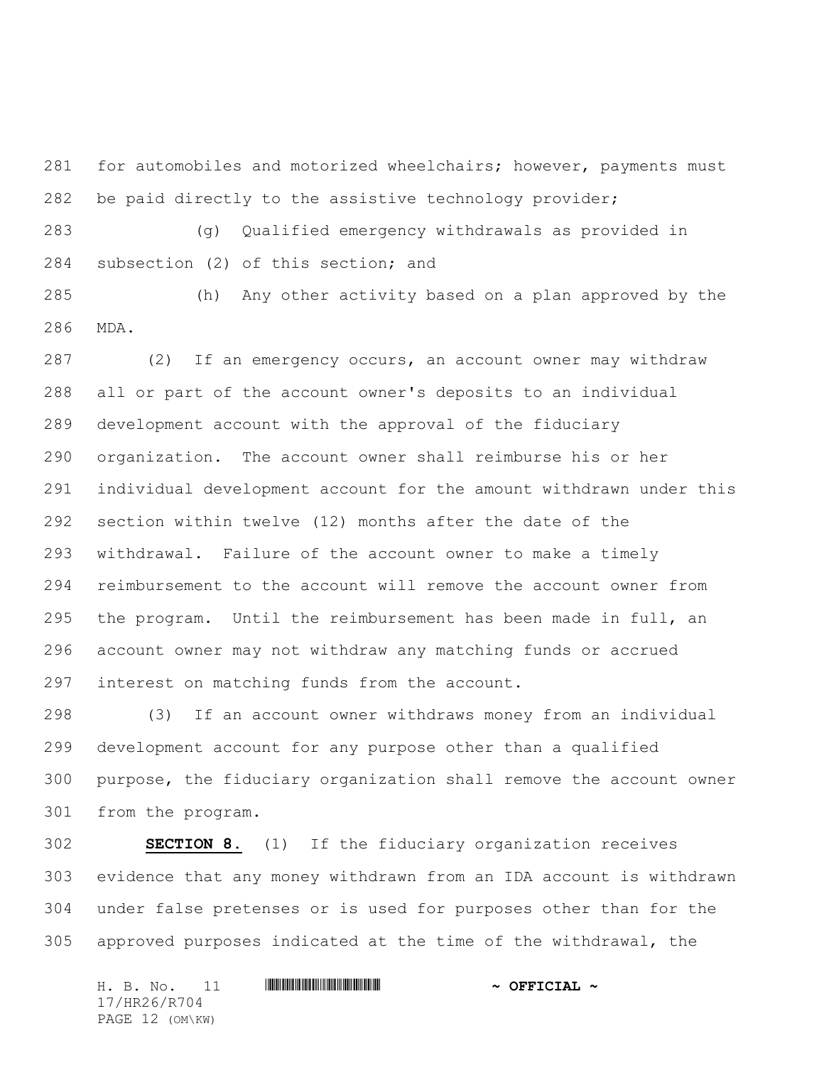for automobiles and motorized wheelchairs; however, payments must be paid directly to the assistive technology provider;

(g) Qualified emergency withdrawals as provided in subsection (2) of this section; and

(h) Any other activity based on a plan approved by the MDA.

(2) If an emergency occurs, an account owner may withdraw all or part of the account owner's deposits to an individual development account with the approval of the fiduciary organization. The account owner shall reimburse his or her individual development account for the amount withdrawn under this section within twelve (12) months after the date of the withdrawal. Failure of the account owner to make a timely reimbursement to the account will remove the account owner from the program. Until the reimbursement has been made in full, an account owner may not withdraw any matching funds or accrued interest on matching funds from the account.

(3) If an account owner withdraws money from an individual development account for any purpose other than a qualified purpose, the fiduciary organization shall remove the account owner from the program.

**SECTION 8.** (1) If the fiduciary organization receives evidence that any money withdrawn from an IDA account is withdrawn under false pretenses or is used for purposes other than for the approved purposes indicated at the time of the withdrawal, the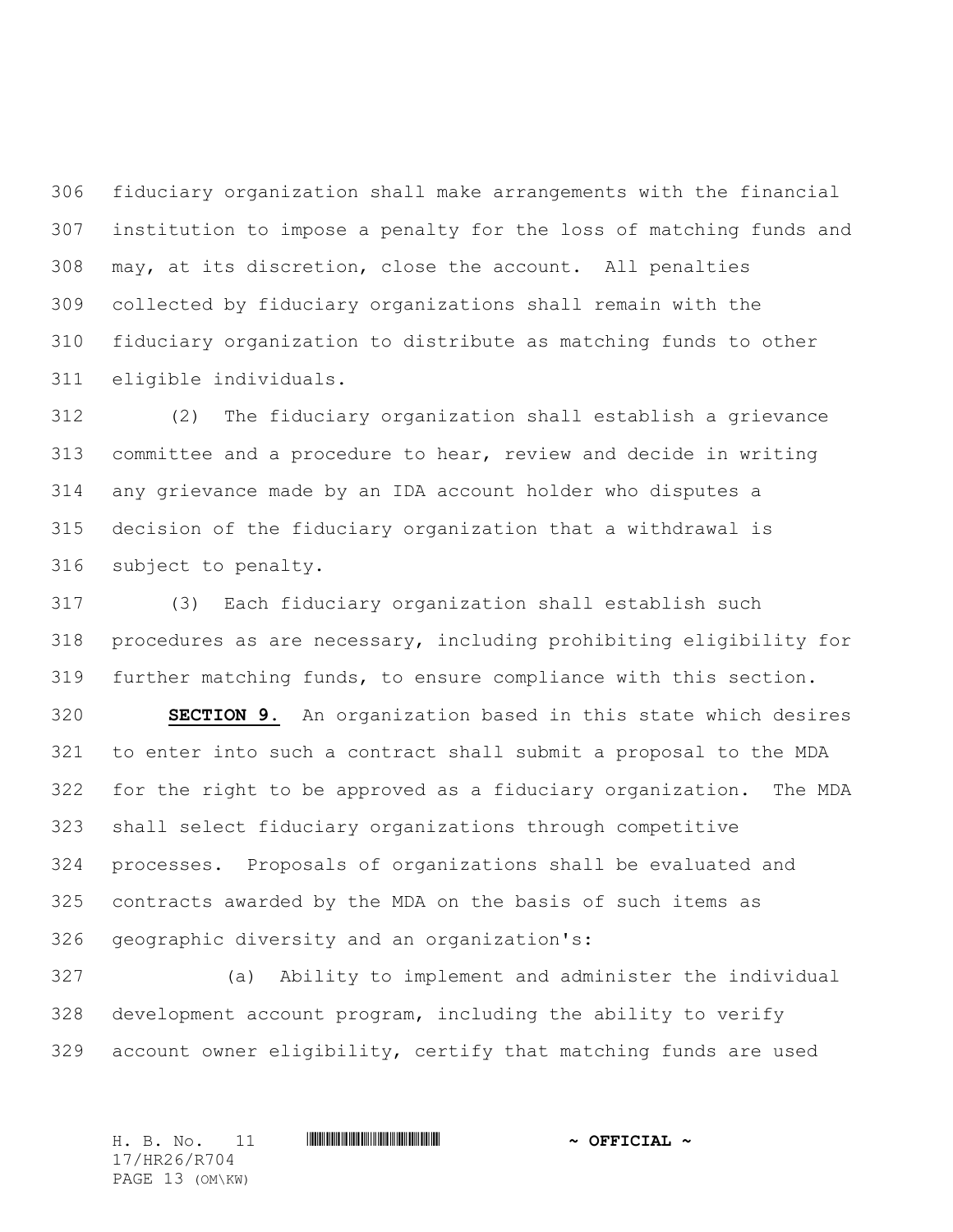fiduciary organization shall make arrangements with the financial institution to impose a penalty for the loss of matching funds and may, at its discretion, close the account. All penalties collected by fiduciary organizations shall remain with the fiduciary organization to distribute as matching funds to other eligible individuals.

(2) The fiduciary organization shall establish a grievance committee and a procedure to hear, review and decide in writing any grievance made by an IDA account holder who disputes a decision of the fiduciary organization that a withdrawal is subject to penalty.

(3) Each fiduciary organization shall establish such procedures as are necessary, including prohibiting eligibility for further matching funds, to ensure compliance with this section.

**SECTION 9.** An organization based in this state which desires to enter into such a contract shall submit a proposal to the MDA for the right to be approved as a fiduciary organization. The MDA shall select fiduciary organizations through competitive processes. Proposals of organizations shall be evaluated and contracts awarded by the MDA on the basis of such items as geographic diversity and an organization's:

(a) Ability to implement and administer the individual development account program, including the ability to verify account owner eligibility, certify that matching funds are used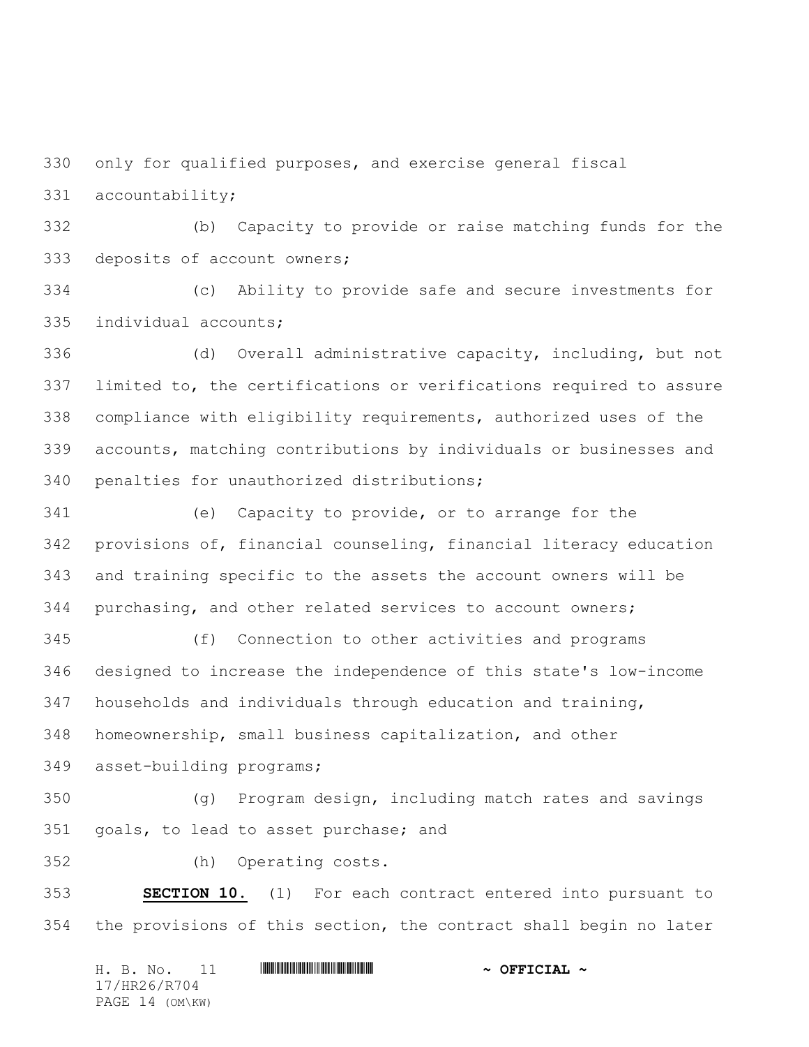only for qualified purposes, and exercise general fiscal accountability;

(b) Capacity to provide or raise matching funds for the deposits of account owners;

(c) Ability to provide safe and secure investments for individual accounts;

(d) Overall administrative capacity, including, but not limited to, the certifications or verifications required to assure compliance with eligibility requirements, authorized uses of the accounts, matching contributions by individuals or businesses and penalties for unauthorized distributions;

(e) Capacity to provide, or to arrange for the provisions of, financial counseling, financial literacy education and training specific to the assets the account owners will be purchasing, and other related services to account owners;

(f) Connection to other activities and programs designed to increase the independence of this state's low-income households and individuals through education and training, homeownership, small business capitalization, and other asset-building programs;

(g) Program design, including match rates and savings goals, to lead to asset purchase; and

(h) Operating costs.

**SECTION 10.** (1) For each contract entered into pursuant to the provisions of this section, the contract shall begin no later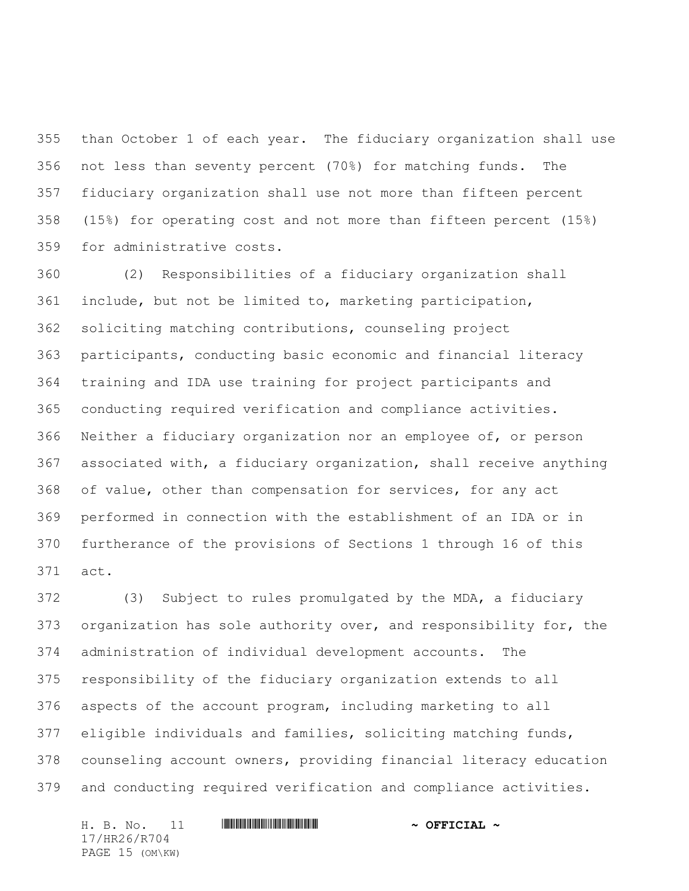than October 1 of each year. The fiduciary organization shall use not less than seventy percent (70%) for matching funds. The fiduciary organization shall use not more than fifteen percent (15%) for operating cost and not more than fifteen percent (15%) for administrative costs.

(2) Responsibilities of a fiduciary organization shall include, but not be limited to, marketing participation, soliciting matching contributions, counseling project participants, conducting basic economic and financial literacy training and IDA use training for project participants and conducting required verification and compliance activities. Neither a fiduciary organization nor an employee of, or person associated with, a fiduciary organization, shall receive anything of value, other than compensation for services, for any act performed in connection with the establishment of an IDA or in furtherance of the provisions of Sections 1 through 16 of this act.

(3) Subject to rules promulgated by the MDA, a fiduciary organization has sole authority over, and responsibility for, the administration of individual development accounts. The responsibility of the fiduciary organization extends to all aspects of the account program, including marketing to all eligible individuals and families, soliciting matching funds, counseling account owners, providing financial literacy education and conducting required verification and compliance activities.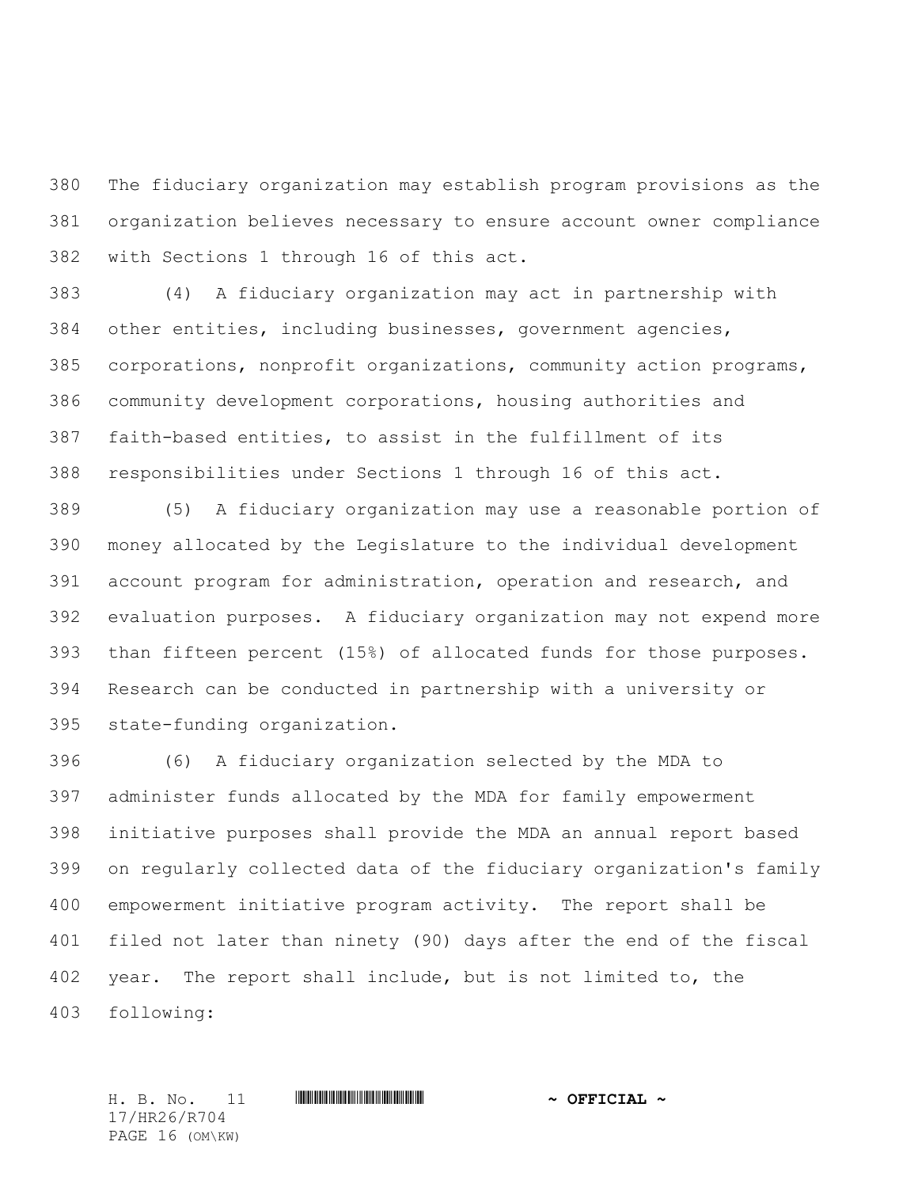The fiduciary organization may establish program provisions as the organization believes necessary to ensure account owner compliance with Sections 1 through 16 of this act.

(4) A fiduciary organization may act in partnership with other entities, including businesses, government agencies, corporations, nonprofit organizations, community action programs, community development corporations, housing authorities and faith-based entities, to assist in the fulfillment of its responsibilities under Sections 1 through 16 of this act.

(5) A fiduciary organization may use a reasonable portion of money allocated by the Legislature to the individual development account program for administration, operation and research, and evaluation purposes. A fiduciary organization may not expend more than fifteen percent (15%) of allocated funds for those purposes. Research can be conducted in partnership with a university or state-funding organization.

(6) A fiduciary organization selected by the MDA to administer funds allocated by the MDA for family empowerment initiative purposes shall provide the MDA an annual report based on regularly collected data of the fiduciary organization's family empowerment initiative program activity. The report shall be filed not later than ninety (90) days after the end of the fiscal year. The report shall include, but is not limited to, the following: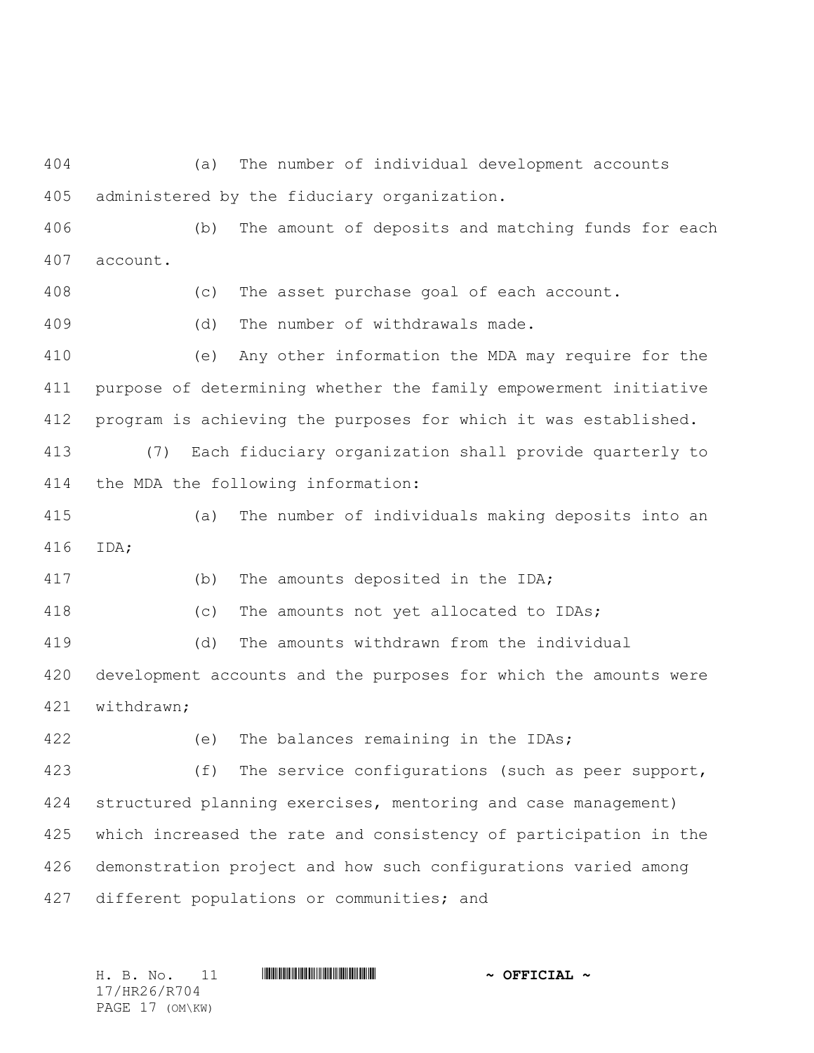(a) The number of individual development accounts administered by the fiduciary organization.

(b) The amount of deposits and matching funds for each account.

(c) The asset purchase goal of each account.

(d) The number of withdrawals made.

(e) Any other information the MDA may require for the purpose of determining whether the family empowerment initiative program is achieving the purposes for which it was established.

(7) Each fiduciary organization shall provide quarterly to the MDA the following information:

(a) The number of individuals making deposits into an IDA;

(b) The amounts deposited in the IDA;

(c) The amounts not yet allocated to IDAs;

(d) The amounts withdrawn from the individual development accounts and the purposes for which the amounts were withdrawn;

(e) The balances remaining in the IDAs;

(f) The service configurations (such as peer support, structured planning exercises, mentoring and case management) which increased the rate and consistency of participation in the demonstration project and how such configurations varied among different populations or communities; and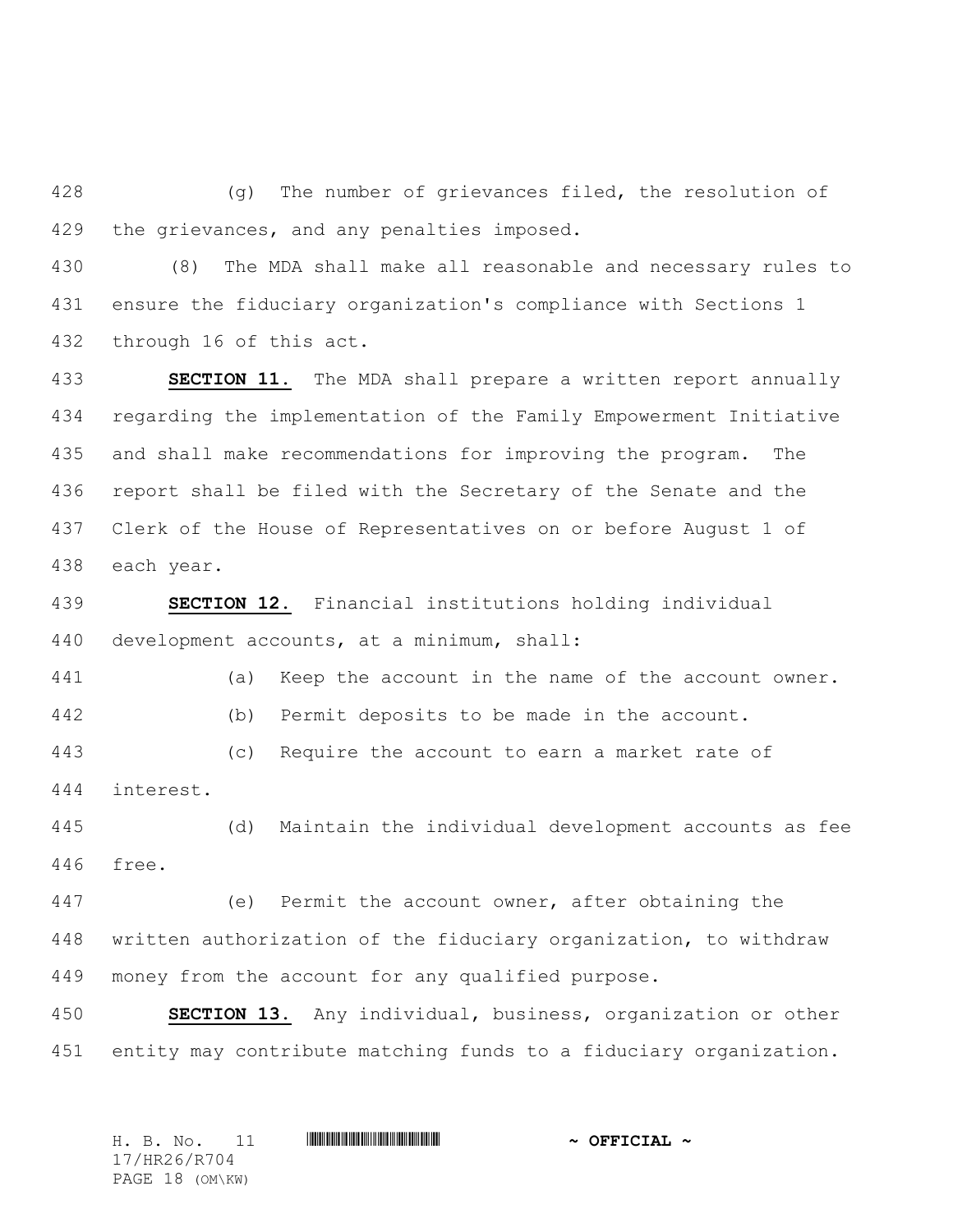(g) The number of grievances filed, the resolution of the grievances, and any penalties imposed.

(8) The MDA shall make all reasonable and necessary rules to ensure the fiduciary organization's compliance with Sections 1 through 16 of this act.

**SECTION 11.** The MDA shall prepare a written report annually regarding the implementation of the Family Empowerment Initiative and shall make recommendations for improving the program. The report shall be filed with the Secretary of the Senate and the Clerk of the House of Representatives on or before August 1 of each year.

**SECTION 12.** Financial institutions holding individual development accounts, at a minimum, shall:

(a) Keep the account in the name of the account owner.

(b) Permit deposits to be made in the account.

(c) Require the account to earn a market rate of interest.

(d) Maintain the individual development accounts as fee free.

(e) Permit the account owner, after obtaining the written authorization of the fiduciary organization, to withdraw money from the account for any qualified purpose.

**SECTION 13.** Any individual, business, organization or other entity may contribute matching funds to a fiduciary organization.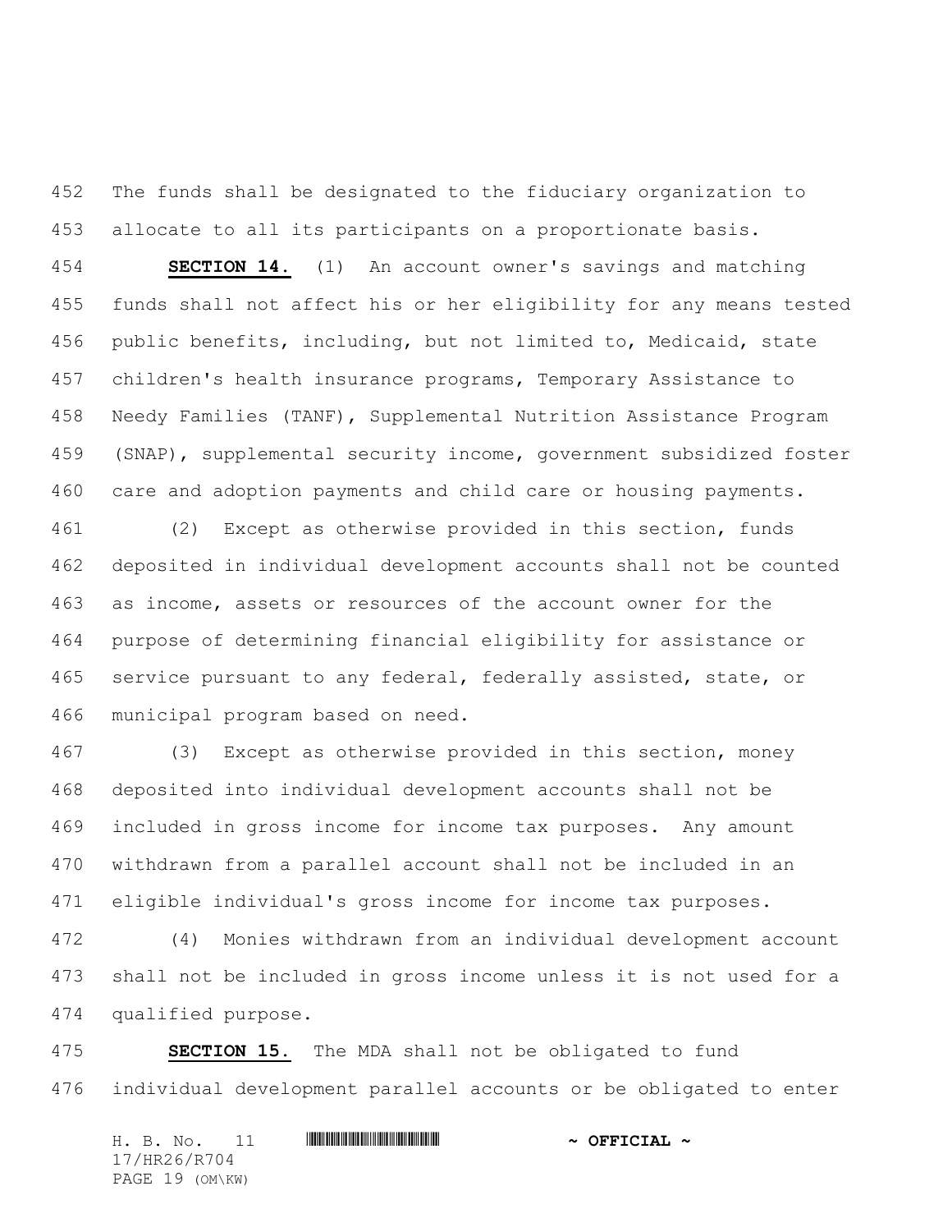The funds shall be designated to the fiduciary organization to allocate to all its participants on a proportionate basis.

**SECTION 14.** (1) An account owner's savings and matching funds shall not affect his or her eligibility for any means tested public benefits, including, but not limited to, Medicaid, state children's health insurance programs, Temporary Assistance to Needy Families (TANF), Supplemental Nutrition Assistance Program (SNAP), supplemental security income, government subsidized foster care and adoption payments and child care or housing payments.

(2) Except as otherwise provided in this section, funds deposited in individual development accounts shall not be counted as income, assets or resources of the account owner for the purpose of determining financial eligibility for assistance or service pursuant to any federal, federally assisted, state, or municipal program based on need.

(3) Except as otherwise provided in this section, money deposited into individual development accounts shall not be included in gross income for income tax purposes. Any amount withdrawn from a parallel account shall not be included in an eligible individual's gross income for income tax purposes.

(4) Monies withdrawn from an individual development account shall not be included in gross income unless it is not used for a qualified purpose.

**SECTION 15.** The MDA shall not be obligated to fund individual development parallel accounts or be obligated to enter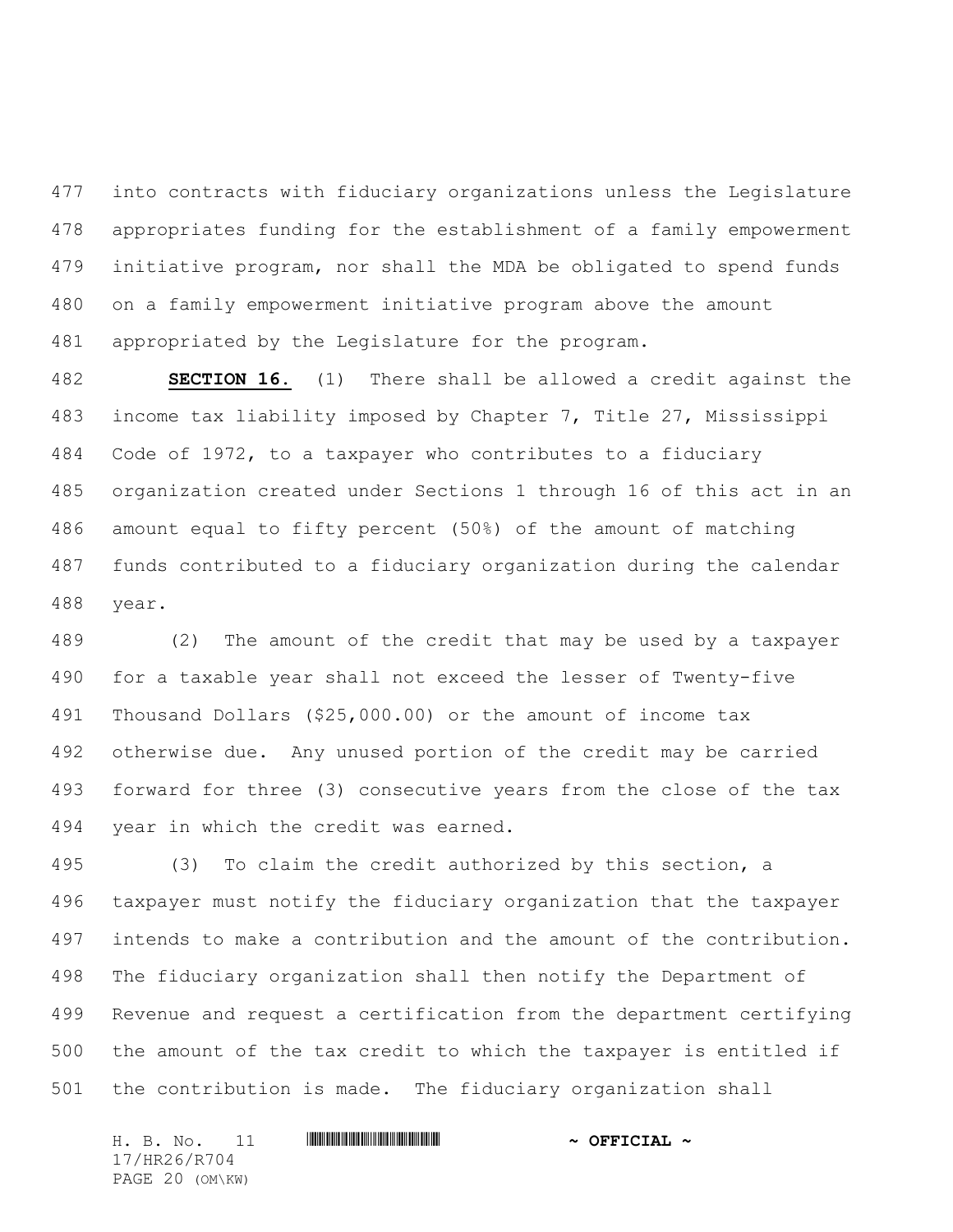into contracts with fiduciary organizations unless the Legislature appropriates funding for the establishment of a family empowerment initiative program, nor shall the MDA be obligated to spend funds on a family empowerment initiative program above the amount appropriated by the Legislature for the program.

**SECTION 16.** (1) There shall be allowed a credit against the income tax liability imposed by Chapter 7, Title 27, Mississippi Code of 1972, to a taxpayer who contributes to a fiduciary organization created under Sections 1 through 16 of this act in an amount equal to fifty percent (50%) of the amount of matching funds contributed to a fiduciary organization during the calendar year.

(2) The amount of the credit that may be used by a taxpayer for a taxable year shall not exceed the lesser of Twenty-five Thousand Dollars ($25,000.00) or the amount of income tax otherwise due. Any unused portion of the credit may be carried forward for three (3) consecutive years from the close of the tax year in which the credit was earned.

(3) To claim the credit authorized by this section, a taxpayer must notify the fiduciary organization that the taxpayer intends to make a contribution and the amount of the contribution. The fiduciary organization shall then notify the Department of Revenue and request a certification from the department certifying the amount of the tax credit to which the taxpayer is entitled if the contribution is made. The fiduciary organization shall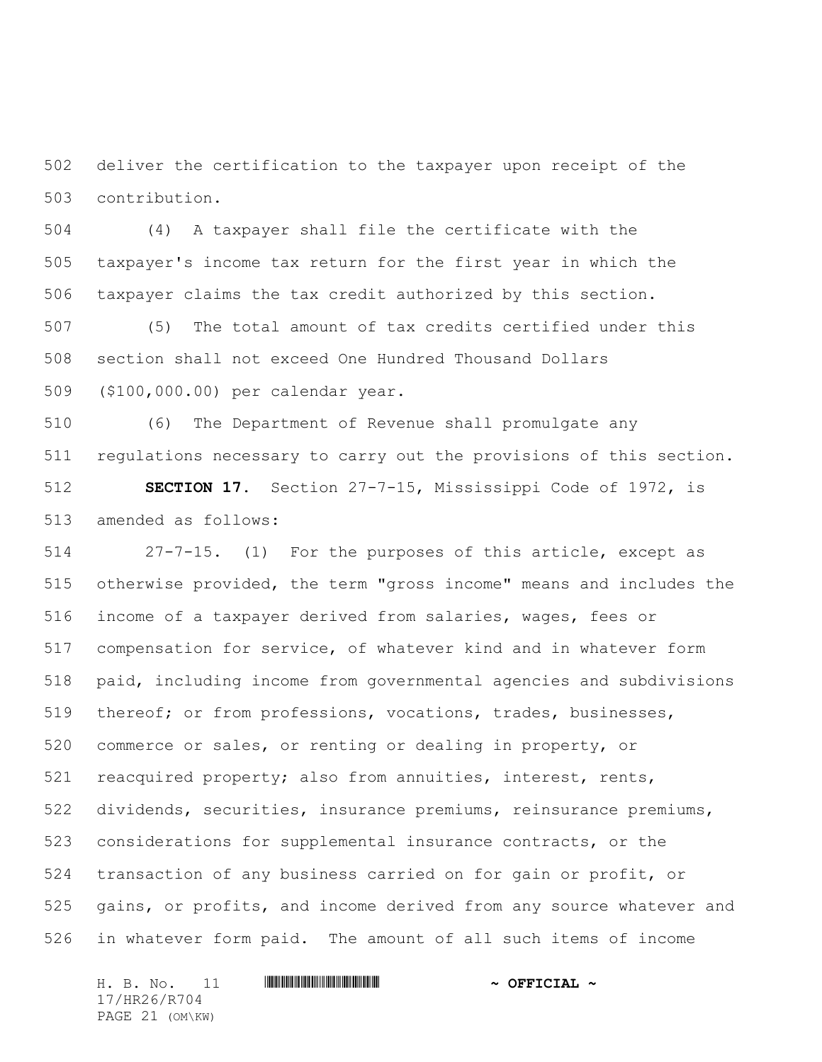deliver the certification to the taxpayer upon receipt of the contribution.

(4) A taxpayer shall file the certificate with the taxpayer's income tax return for the first year in which the taxpayer claims the tax credit authorized by this section.

(5) The total amount of tax credits certified under this section shall not exceed One Hundred Thousand Dollars ($100,000.00) per calendar year.

(6) The Department of Revenue shall promulgate any regulations necessary to carry out the provisions of this section.

**SECTION 17.** Section 27-7-15, Mississippi Code of 1972, is amended as follows:

27-7-15. (1) For the purposes of this article, except as otherwise provided, the term "gross income" means and includes the income of a taxpayer derived from salaries, wages, fees or compensation for service, of whatever kind and in whatever form paid, including income from governmental agencies and subdivisions thereof; or from professions, vocations, trades, businesses, commerce or sales, or renting or dealing in property, or reacquired property; also from annuities, interest, rents, dividends, securities, insurance premiums, reinsurance premiums, considerations for supplemental insurance contracts, or the transaction of any business carried on for gain or profit, or gains, or profits, and income derived from any source whatever and in whatever form paid. The amount of all such items of income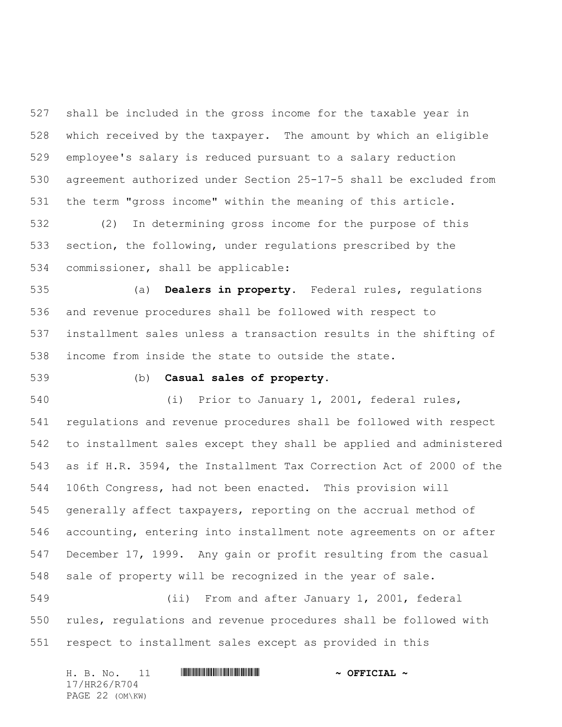shall be included in the gross income for the taxable year in which received by the taxpayer. The amount by which an eligible employee's salary is reduced pursuant to a salary reduction agreement authorized under Section 25-17-5 shall be excluded from the term "gross income" within the meaning of this article.

(2) In determining gross income for the purpose of this section, the following, under regulations prescribed by the commissioner, shall be applicable:

(a) **Dealers in property.** Federal rules, regulations and revenue procedures shall be followed with respect to installment sales unless a transaction results in the shifting of income from inside the state to outside the state.

(b) **Casual sales of property.**

(i) Prior to January 1, 2001, federal rules, regulations and revenue procedures shall be followed with respect to installment sales except they shall be applied and administered as if H.R. 3594, the Installment Tax Correction Act of 2000 of the 106th Congress, had not been enacted. This provision will generally affect taxpayers, reporting on the accrual method of accounting, entering into installment note agreements on or after December 17, 1999. Any gain or profit resulting from the casual sale of property will be recognized in the year of sale.

(ii) From and after January 1, 2001, federal rules, regulations and revenue procedures shall be followed with respect to installment sales except as provided in this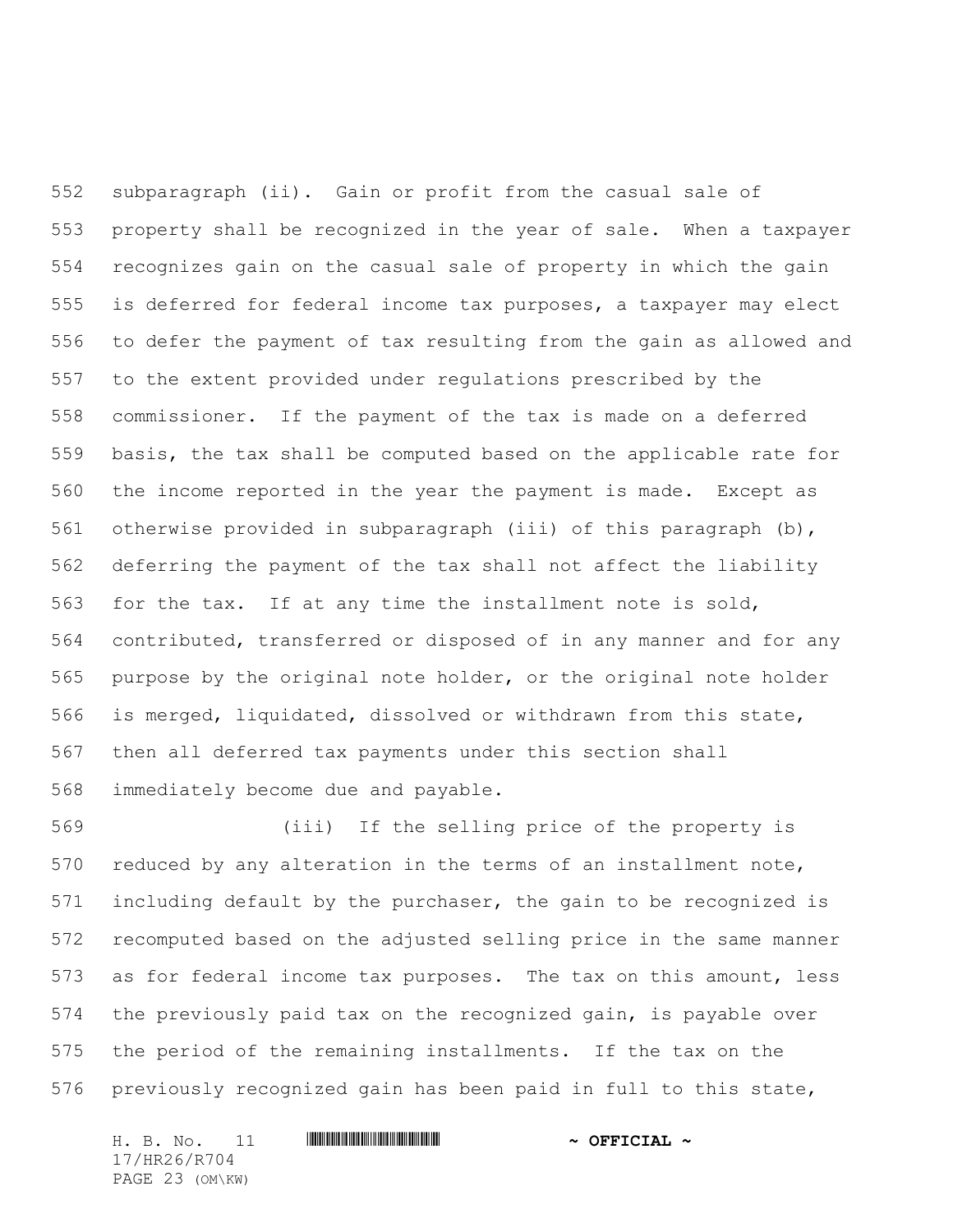subparagraph (ii). Gain or profit from the casual sale of property shall be recognized in the year of sale. When a taxpayer recognizes gain on the casual sale of property in which the gain is deferred for federal income tax purposes, a taxpayer may elect to defer the payment of tax resulting from the gain as allowed and to the extent provided under regulations prescribed by the commissioner. If the payment of the tax is made on a deferred basis, the tax shall be computed based on the applicable rate for the income reported in the year the payment is made. Except as otherwise provided in subparagraph (iii) of this paragraph (b), deferring the payment of the tax shall not affect the liability for the tax. If at any time the installment note is sold, contributed, transferred or disposed of in any manner and for any purpose by the original note holder, or the original note holder is merged, liquidated, dissolved or withdrawn from this state, then all deferred tax payments under this section shall immediately become due and payable.

(iii) If the selling price of the property is reduced by any alteration in the terms of an installment note, including default by the purchaser, the gain to be recognized is recomputed based on the adjusted selling price in the same manner as for federal income tax purposes. The tax on this amount, less the previously paid tax on the recognized gain, is payable over the period of the remaining installments. If the tax on the previously recognized gain has been paid in full to this state,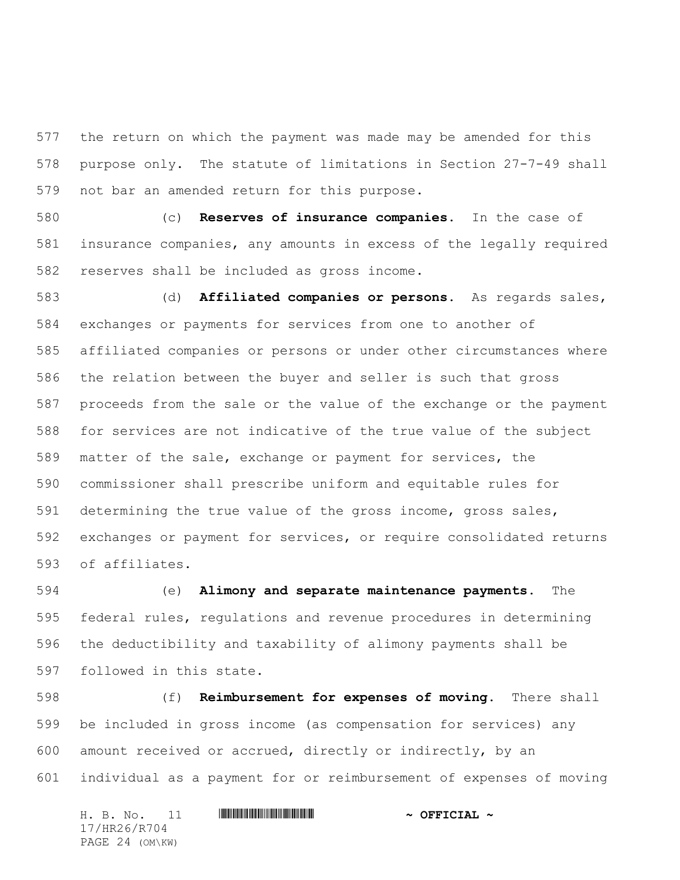the return on which the payment was made may be amended for this purpose only. The statute of limitations in Section 27-7-49 shall not bar an amended return for this purpose.

(c) **Reserves of insurance companies.** In the case of insurance companies, any amounts in excess of the legally required reserves shall be included as gross income.

(d) **Affiliated companies or persons.** As regards sales, exchanges or payments for services from one to another of affiliated companies or persons or under other circumstances where the relation between the buyer and seller is such that gross proceeds from the sale or the value of the exchange or the payment for services are not indicative of the true value of the subject matter of the sale, exchange or payment for services, the commissioner shall prescribe uniform and equitable rules for determining the true value of the gross income, gross sales, exchanges or payment for services, or require consolidated returns of affiliates.

(e) **Alimony and separate maintenance payments.** The federal rules, regulations and revenue procedures in determining the deductibility and taxability of alimony payments shall be followed in this state.

(f) **Reimbursement for expenses of moving.** There shall be included in gross income (as compensation for services) any amount received or accrued, directly or indirectly, by an individual as a payment for or reimbursement of expenses of moving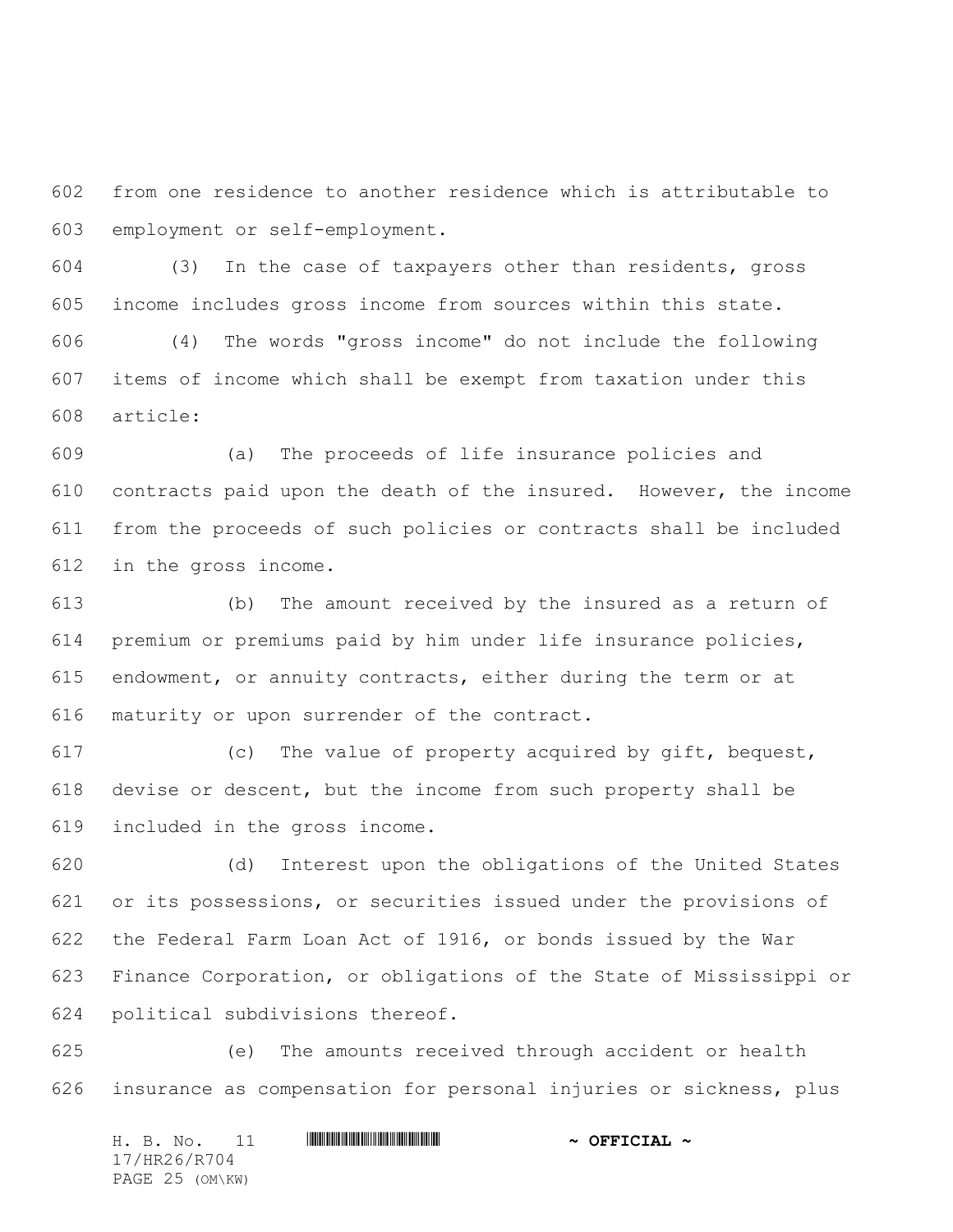from one residence to another residence which is attributable to employment or self-employment.

(3) In the case of taxpayers other than residents, gross income includes gross income from sources within this state.

(4) The words "gross income" do not include the following items of income which shall be exempt from taxation under this article:

(a) The proceeds of life insurance policies and contracts paid upon the death of the insured. However, the income from the proceeds of such policies or contracts shall be included in the gross income.

(b) The amount received by the insured as a return of premium or premiums paid by him under life insurance policies, endowment, or annuity contracts, either during the term or at maturity or upon surrender of the contract.

(c) The value of property acquired by gift, bequest, devise or descent, but the income from such property shall be included in the gross income.

(d) Interest upon the obligations of the United States or its possessions, or securities issued under the provisions of the Federal Farm Loan Act of 1916, or bonds issued by the War Finance Corporation, or obligations of the State of Mississippi or political subdivisions thereof.

(e) The amounts received through accident or health insurance as compensation for personal injuries or sickness, plus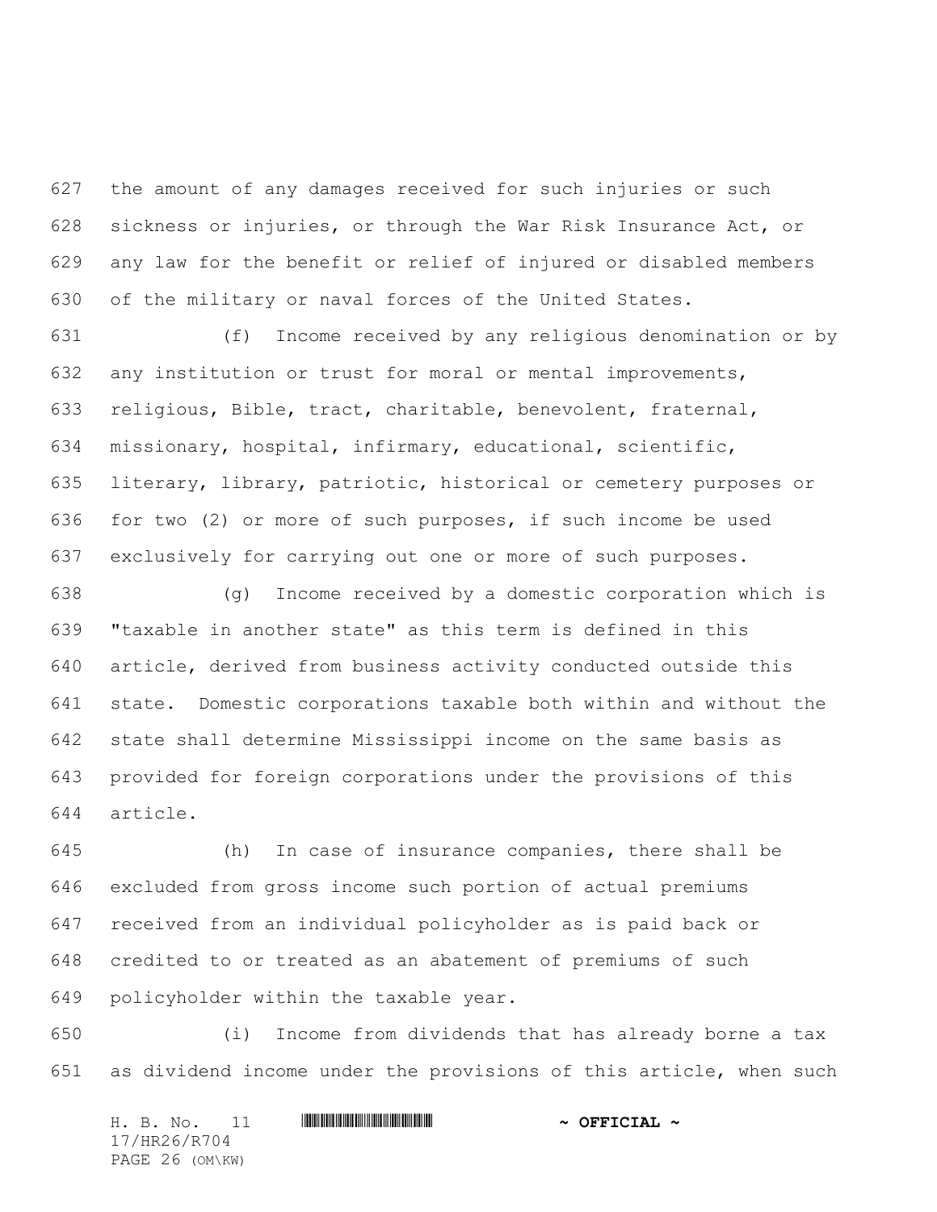the amount of any damages received for such injuries or such sickness or injuries, or through the War Risk Insurance Act, or any law for the benefit or relief of injured or disabled members of the military or naval forces of the United States.

(f) Income received by any religious denomination or by any institution or trust for moral or mental improvements, religious, Bible, tract, charitable, benevolent, fraternal, missionary, hospital, infirmary, educational, scientific, literary, library, patriotic, historical or cemetery purposes or for two (2) or more of such purposes, if such income be used exclusively for carrying out one or more of such purposes.

(g) Income received by a domestic corporation which is "taxable in another state" as this term is defined in this article, derived from business activity conducted outside this state. Domestic corporations taxable both within and without the state shall determine Mississippi income on the same basis as provided for foreign corporations under the provisions of this article.

(h) In case of insurance companies, there shall be excluded from gross income such portion of actual premiums received from an individual policyholder as is paid back or credited to or treated as an abatement of premiums of such policyholder within the taxable year.

(i) Income from dividends that has already borne a tax as dividend income under the provisions of this article, when such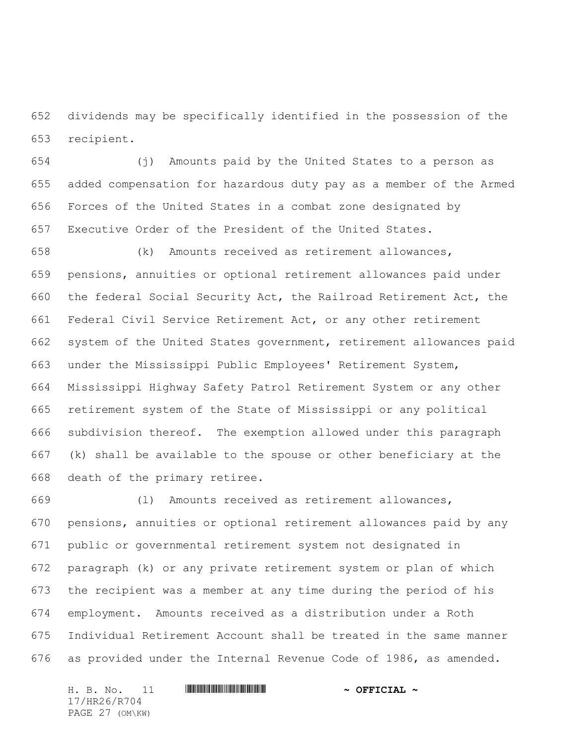dividends may be specifically identified in the possession of the recipient.

(j) Amounts paid by the United States to a person as added compensation for hazardous duty pay as a member of the Armed Forces of the United States in a combat zone designated by Executive Order of the President of the United States.

(k) Amounts received as retirement allowances, pensions, annuities or optional retirement allowances paid under the federal Social Security Act, the Railroad Retirement Act, the Federal Civil Service Retirement Act, or any other retirement system of the United States government, retirement allowances paid under the Mississippi Public Employees' Retirement System, Mississippi Highway Safety Patrol Retirement System or any other retirement system of the State of Mississippi or any political subdivision thereof. The exemption allowed under this paragraph (k) shall be available to the spouse or other beneficiary at the death of the primary retiree.

(l) Amounts received as retirement allowances, pensions, annuities or optional retirement allowances paid by any public or governmental retirement system not designated in paragraph (k) or any private retirement system or plan of which the recipient was a member at any time during the period of his employment. Amounts received as a distribution under a Roth Individual Retirement Account shall be treated in the same manner as provided under the Internal Revenue Code of 1986, as amended.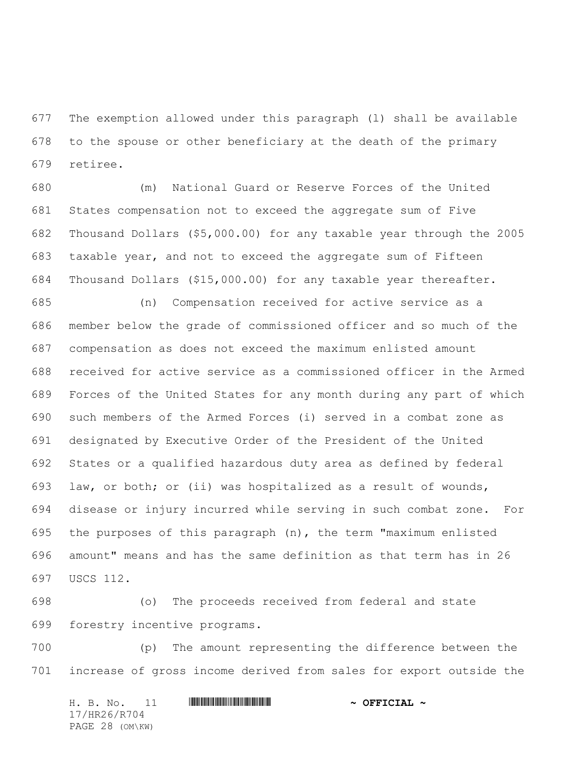The exemption allowed under this paragraph (l) shall be available to the spouse or other beneficiary at the death of the primary retiree.

(m) National Guard or Reserve Forces of the United States compensation not to exceed the aggregate sum of Five Thousand Dollars ($5,000.00) for any taxable year through the 2005 taxable year, and not to exceed the aggregate sum of Fifteen Thousand Dollars ($15,000.00) for any taxable year thereafter.

(n) Compensation received for active service as a member below the grade of commissioned officer and so much of the compensation as does not exceed the maximum enlisted amount received for active service as a commissioned officer in the Armed Forces of the United States for any month during any part of which such members of the Armed Forces (i) served in a combat zone as designated by Executive Order of the President of the United States or a qualified hazardous duty area as defined by federal law, or both; or (ii) was hospitalized as a result of wounds, disease or injury incurred while serving in such combat zone. For the purposes of this paragraph (n), the term "maximum enlisted amount" means and has the same definition as that term has in 26 USCS 112.

(o) The proceeds received from federal and state forestry incentive programs.

(p) The amount representing the difference between the increase of gross income derived from sales for export outside the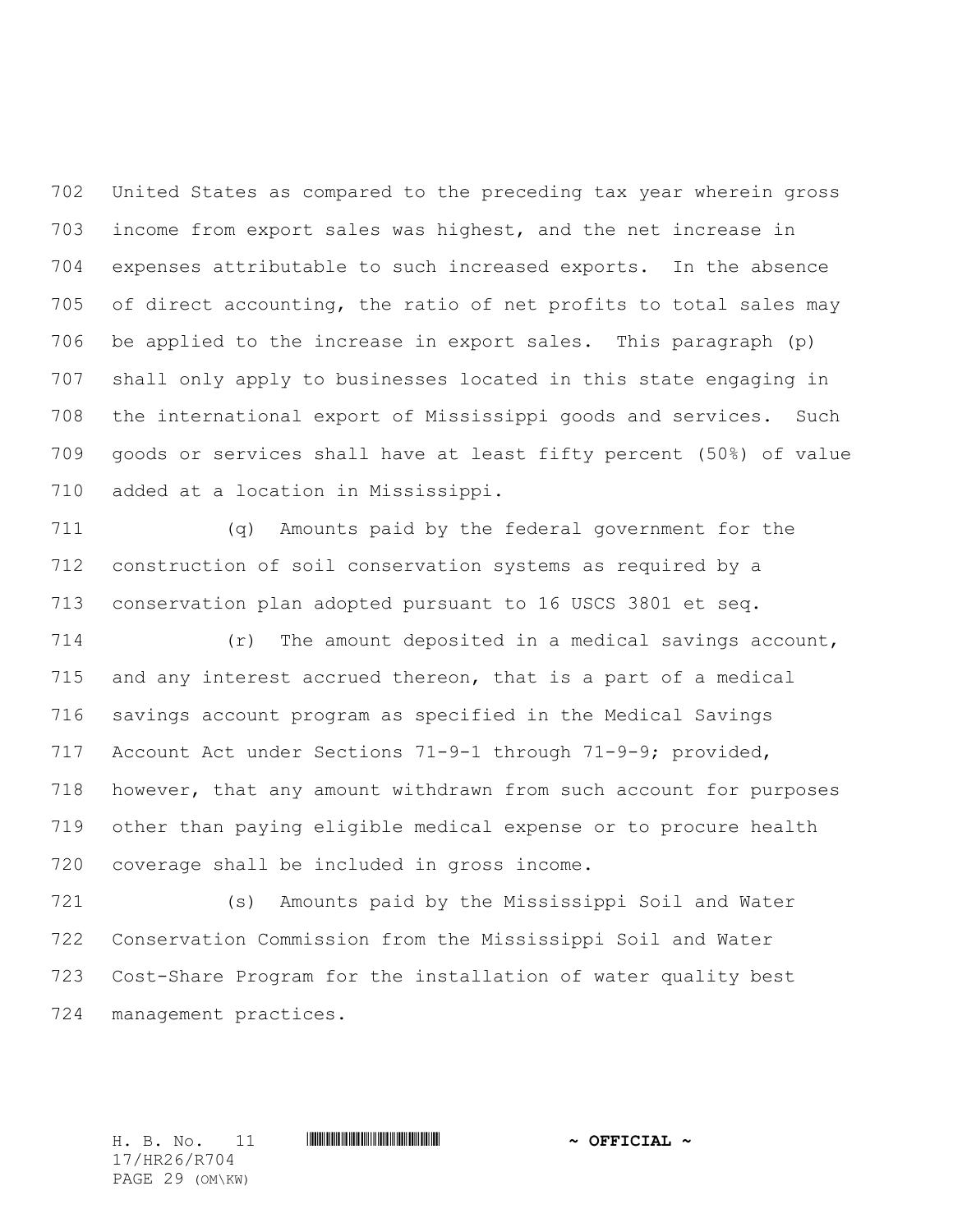United States as compared to the preceding tax year wherein gross income from export sales was highest, and the net increase in expenses attributable to such increased exports. In the absence of direct accounting, the ratio of net profits to total sales may be applied to the increase in export sales. This paragraph (p) shall only apply to businesses located in this state engaging in the international export of Mississippi goods and services. Such goods or services shall have at least fifty percent (50%) of value added at a location in Mississippi.

(q) Amounts paid by the federal government for the construction of soil conservation systems as required by a conservation plan adopted pursuant to 16 USCS 3801 et seq.

(r) The amount deposited in a medical savings account, and any interest accrued thereon, that is a part of a medical savings account program as specified in the Medical Savings Account Act under Sections 71-9-1 through 71-9-9; provided, however, that any amount withdrawn from such account for purposes other than paying eligible medical expense or to procure health coverage shall be included in gross income.

(s) Amounts paid by the Mississippi Soil and Water Conservation Commission from the Mississippi Soil and Water Cost-Share Program for the installation of water quality best management practices.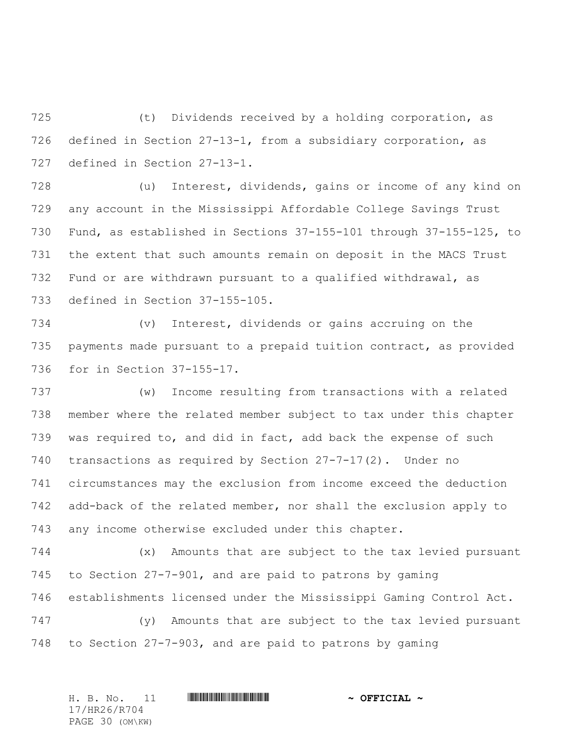(t) Dividends received by a holding corporation, as defined in Section 27-13-1, from a subsidiary corporation, as defined in Section 27-13-1.

(u) Interest, dividends, gains or income of any kind on any account in the Mississippi Affordable College Savings Trust Fund, as established in Sections 37-155-101 through 37-155-125, to the extent that such amounts remain on deposit in the MACS Trust Fund or are withdrawn pursuant to a qualified withdrawal, as defined in Section 37-155-105.

(v) Interest, dividends or gains accruing on the payments made pursuant to a prepaid tuition contract, as provided for in Section 37-155-17.

(w) Income resulting from transactions with a related member where the related member subject to tax under this chapter was required to, and did in fact, add back the expense of such transactions as required by Section 27-7-17(2). Under no circumstances may the exclusion from income exceed the deduction add-back of the related member, nor shall the exclusion apply to any income otherwise excluded under this chapter.

(x) Amounts that are subject to the tax levied pursuant to Section 27-7-901, and are paid to patrons by gaming establishments licensed under the Mississippi Gaming Control Act.

(y) Amounts that are subject to the tax levied pursuant to Section 27-7-903, and are paid to patrons by gaming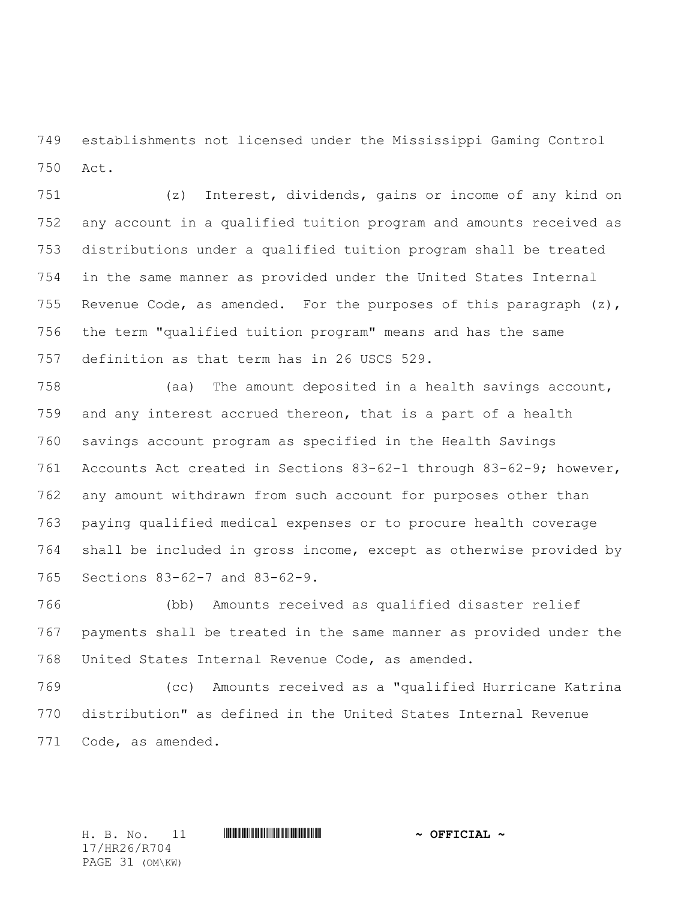establishments not licensed under the Mississippi Gaming Control Act.

(z) Interest, dividends, gains or income of any kind on any account in a qualified tuition program and amounts received as distributions under a qualified tuition program shall be treated in the same manner as provided under the United States Internal Revenue Code, as amended. For the purposes of this paragraph (z), the term "qualified tuition program" means and has the same definition as that term has in 26 USCS 529.

(aa) The amount deposited in a health savings account, and any interest accrued thereon, that is a part of a health savings account program as specified in the Health Savings Accounts Act created in Sections 83-62-1 through 83-62-9; however, any amount withdrawn from such account for purposes other than paying qualified medical expenses or to procure health coverage shall be included in gross income, except as otherwise provided by Sections 83-62-7 and 83-62-9.

(bb) Amounts received as qualified disaster relief payments shall be treated in the same manner as provided under the United States Internal Revenue Code, as amended.

(cc) Amounts received as a "qualified Hurricane Katrina distribution" as defined in the United States Internal Revenue Code, as amended.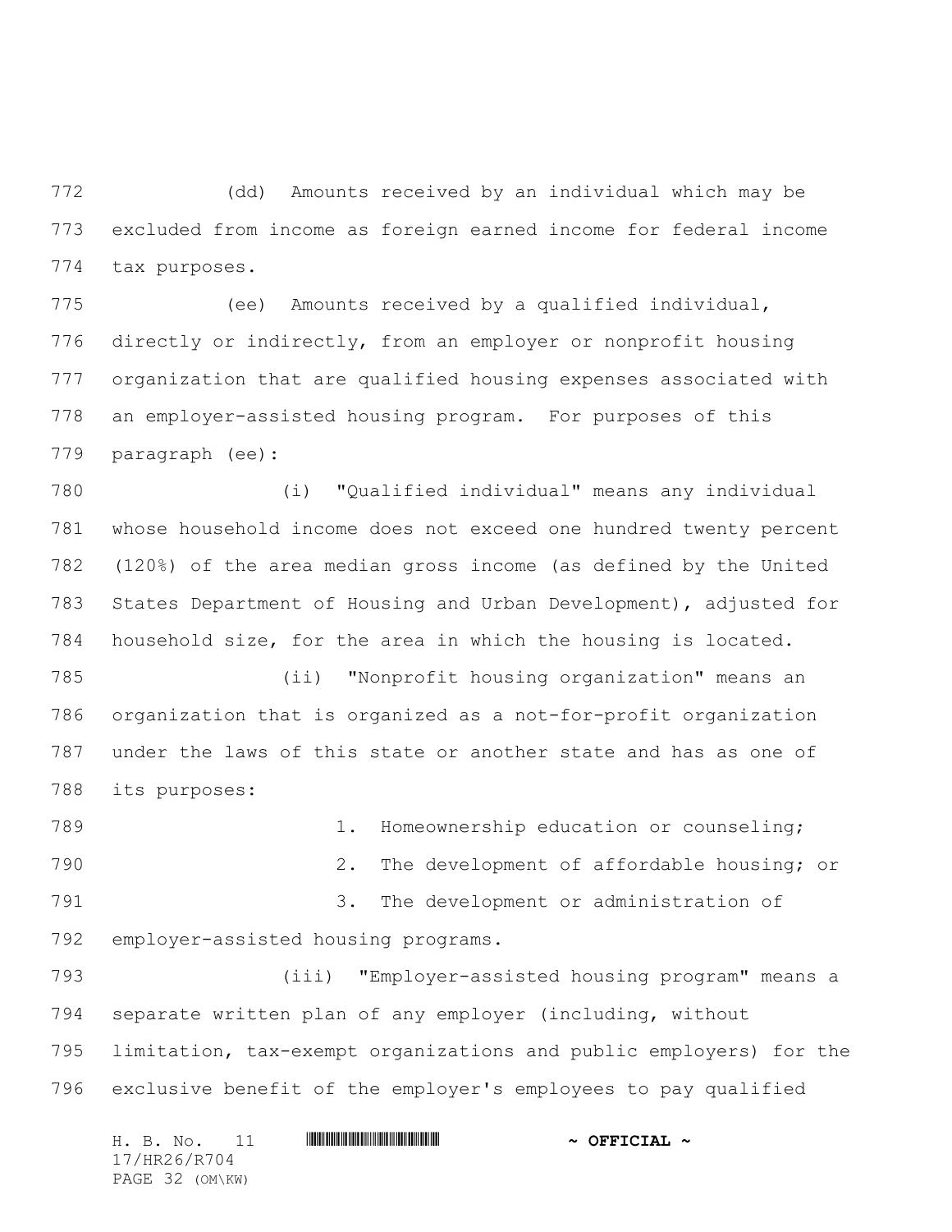(dd) Amounts received by an individual which may be excluded from income as foreign earned income for federal income tax purposes.

(ee) Amounts received by a qualified individual, directly or indirectly, from an employer or nonprofit housing organization that are qualified housing expenses associated with an employer-assisted housing program. For purposes of this paragraph (ee):

(i) "Qualified individual" means any individual whose household income does not exceed one hundred twenty percent (120%) of the area median gross income (as defined by the United States Department of Housing and Urban Development), adjusted for household size, for the area in which the housing is located.

(ii) "Nonprofit housing organization" means an organization that is organized as a not-for-profit organization under the laws of this state or another state and has as one of its purposes:

1. Homeownership education or counseling;

2. The development of affordable housing; or

3. The development or administration of employer-assisted housing programs.

(iii) "Employer-assisted housing program" means a separate written plan of any employer (including, without limitation, tax-exempt organizations and public employers) for the exclusive benefit of the employer's employees to pay qualified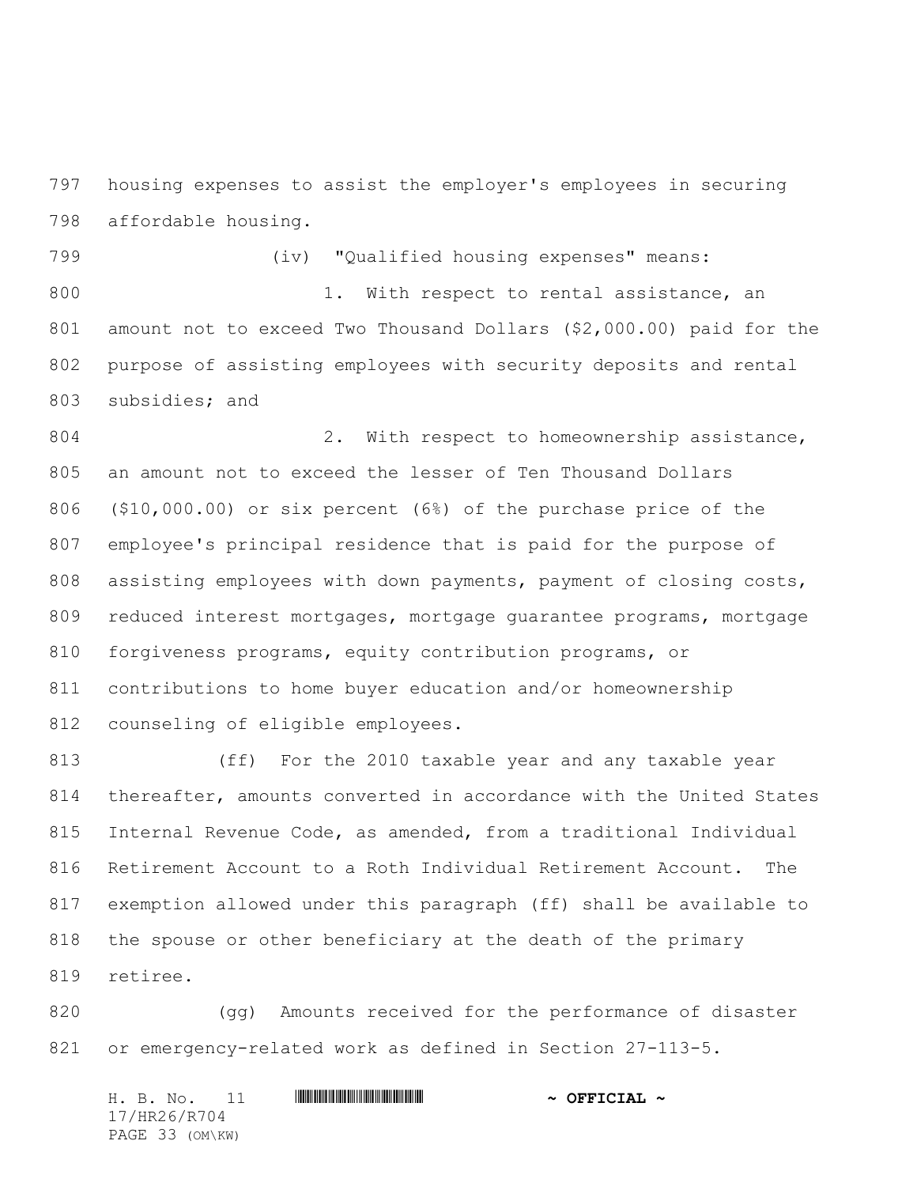housing expenses to assist the employer's employees in securing affordable housing.

(iv) "Qualified housing expenses" means:

1. With respect to rental assistance, an amount not to exceed Two Thousand Dollars ($2,000.00) paid for the purpose of assisting employees with security deposits and rental subsidies; and

2. With respect to homeownership assistance, an amount not to exceed the lesser of Ten Thousand Dollars ($10,000.00) or six percent (6%) of the purchase price of the employee's principal residence that is paid for the purpose of assisting employees with down payments, payment of closing costs, reduced interest mortgages, mortgage guarantee programs, mortgage forgiveness programs, equity contribution programs, or contributions to home buyer education and/or homeownership counseling of eligible employees.

(ff) For the 2010 taxable year and any taxable year thereafter, amounts converted in accordance with the United States Internal Revenue Code, as amended, from a traditional Individual Retirement Account to a Roth Individual Retirement Account. The exemption allowed under this paragraph (ff) shall be available to the spouse or other beneficiary at the death of the primary retiree.

(gg) Amounts received for the performance of disaster or emergency-related work as defined in Section 27-113-5.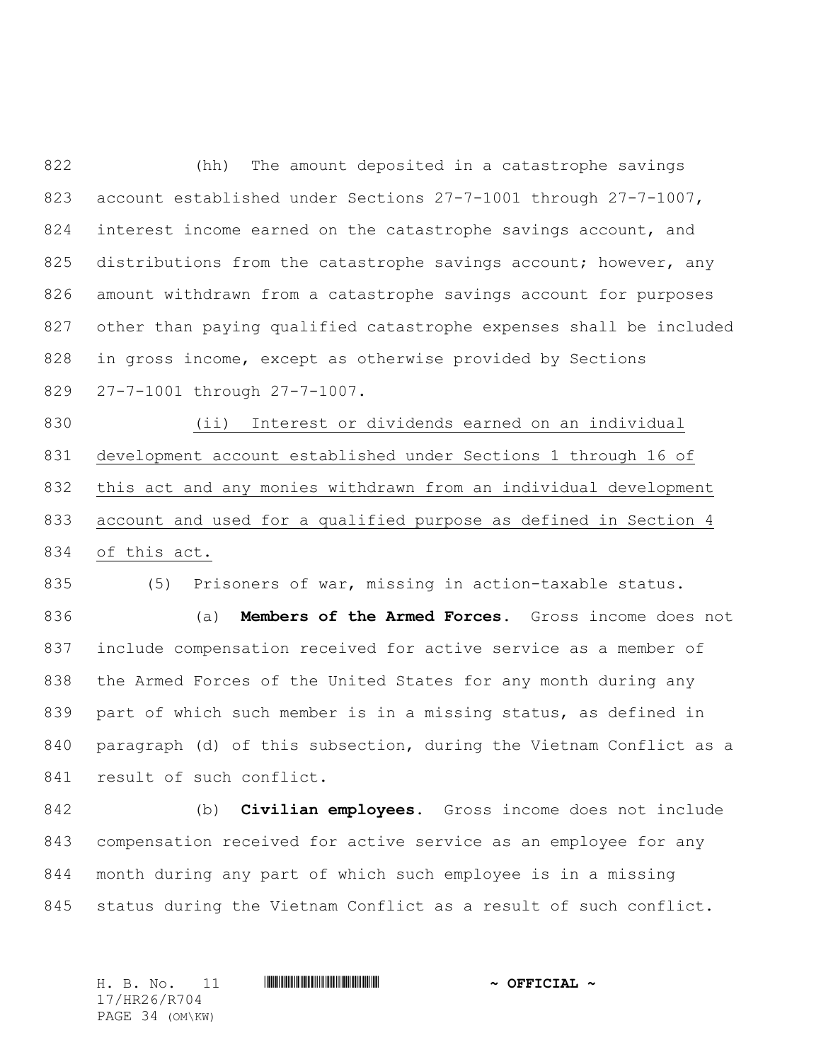(hh) The amount deposited in a catastrophe savings account established under Sections 27-7-1001 through 27-7-1007, interest income earned on the catastrophe savings account, and distributions from the catastrophe savings account; however, any amount withdrawn from a catastrophe savings account for purposes other than paying qualified catastrophe expenses shall be included in gross income, except as otherwise provided by Sections 27-7-1001 through 27-7-1007.

<u>(ii) Interest or dividends earned on an individual development account established under Sections 1 through 16 of this act and any monies withdrawn from an individual development account and used for a qualified purpose as defined in Section 4 of this act.</u>

(5) Prisoners of war, missing in action-taxable status.

(a) **Members of the Armed Forces.** Gross income does not include compensation received for active service as a member of the Armed Forces of the United States for any month during any part of which such member is in a missing status, as defined in paragraph (d) of this subsection, during the Vietnam Conflict as a result of such conflict.

(b) **Civilian employees.** Gross income does not include compensation received for active service as an employee for any month during any part of which such employee is in a missing status during the Vietnam Conflict as a result of such conflict.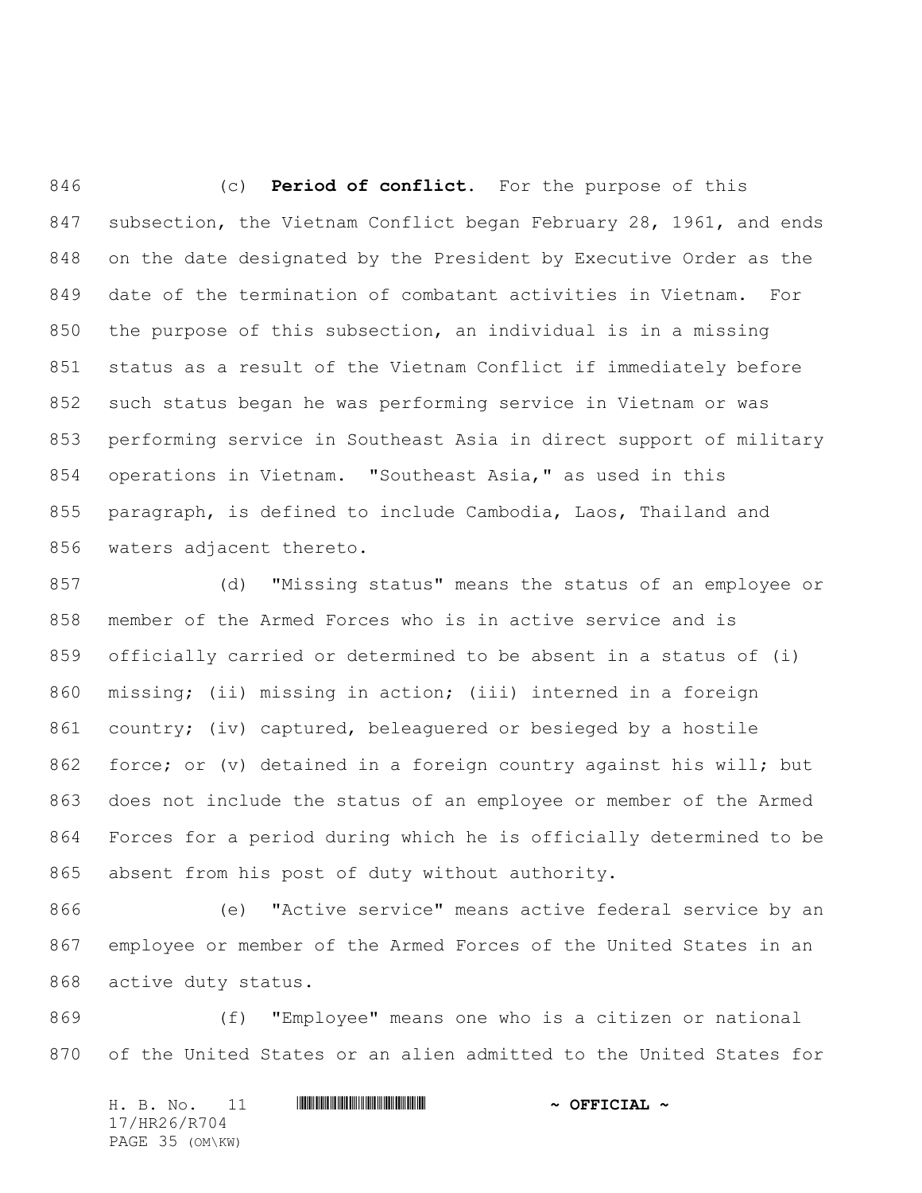(c) **Period of conflict.** For the purpose of this subsection, the Vietnam Conflict began February 28, 1961, and ends on the date designated by the President by Executive Order as the date of the termination of combatant activities in Vietnam. For the purpose of this subsection, an individual is in a missing status as a result of the Vietnam Conflict if immediately before such status began he was performing service in Vietnam or was performing service in Southeast Asia in direct support of military operations in Vietnam. "Southeast Asia," as used in this paragraph, is defined to include Cambodia, Laos, Thailand and waters adjacent thereto.

(d) "Missing status" means the status of an employee or member of the Armed Forces who is in active service and is officially carried or determined to be absent in a status of (i) missing; (ii) missing in action; (iii) interned in a foreign country; (iv) captured, beleaguered or besieged by a hostile force; or (v) detained in a foreign country against his will; but does not include the status of an employee or member of the Armed Forces for a period during which he is officially determined to be absent from his post of duty without authority.

(e) "Active service" means active federal service by an employee or member of the Armed Forces of the United States in an active duty status.

(f) "Employee" means one who is a citizen or national of the United States or an alien admitted to the United States for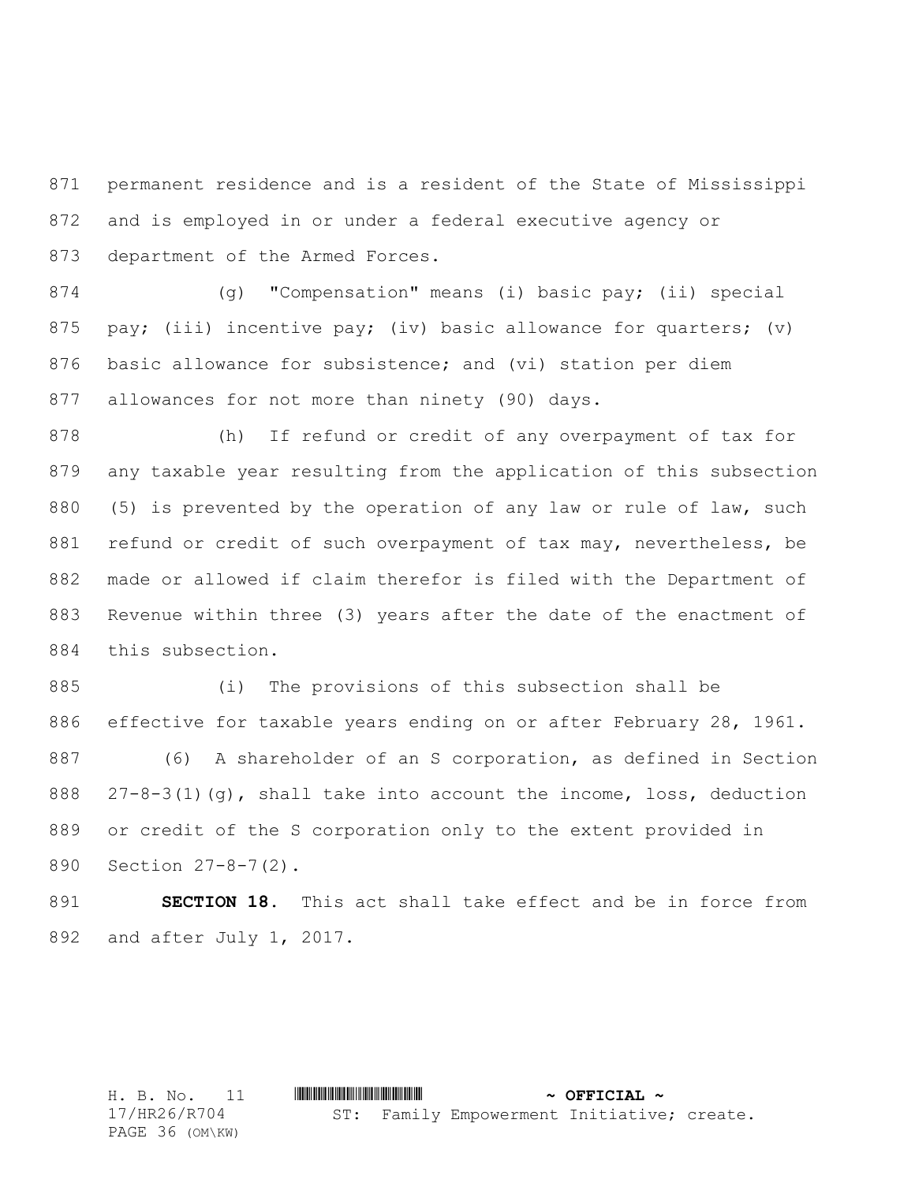permanent residence and is a resident of the State of Mississippi and is employed in or under a federal executive agency or department of the Armed Forces.

(g) "Compensation" means (i) basic pay; (ii) special pay; (iii) incentive pay; (iv) basic allowance for quarters; (v) basic allowance for subsistence; and (vi) station per diem allowances for not more than ninety (90) days.

(h) If refund or credit of any overpayment of tax for any taxable year resulting from the application of this subsection (5) is prevented by the operation of any law or rule of law, such refund or credit of such overpayment of tax may, nevertheless, be made or allowed if claim therefor is filed with the Department of Revenue within three (3) years after the date of the enactment of this subsection.

(i) The provisions of this subsection shall be effective for taxable years ending on or after February 28, 1961.

(6) A shareholder of an S corporation, as defined in Section 27-8-3(1)(g), shall take into account the income, loss, deduction or credit of the S corporation only to the extent provided in Section 27-8-7(2).

**SECTION 18.** This act shall take effect and be in force from and after July 1, 2017.